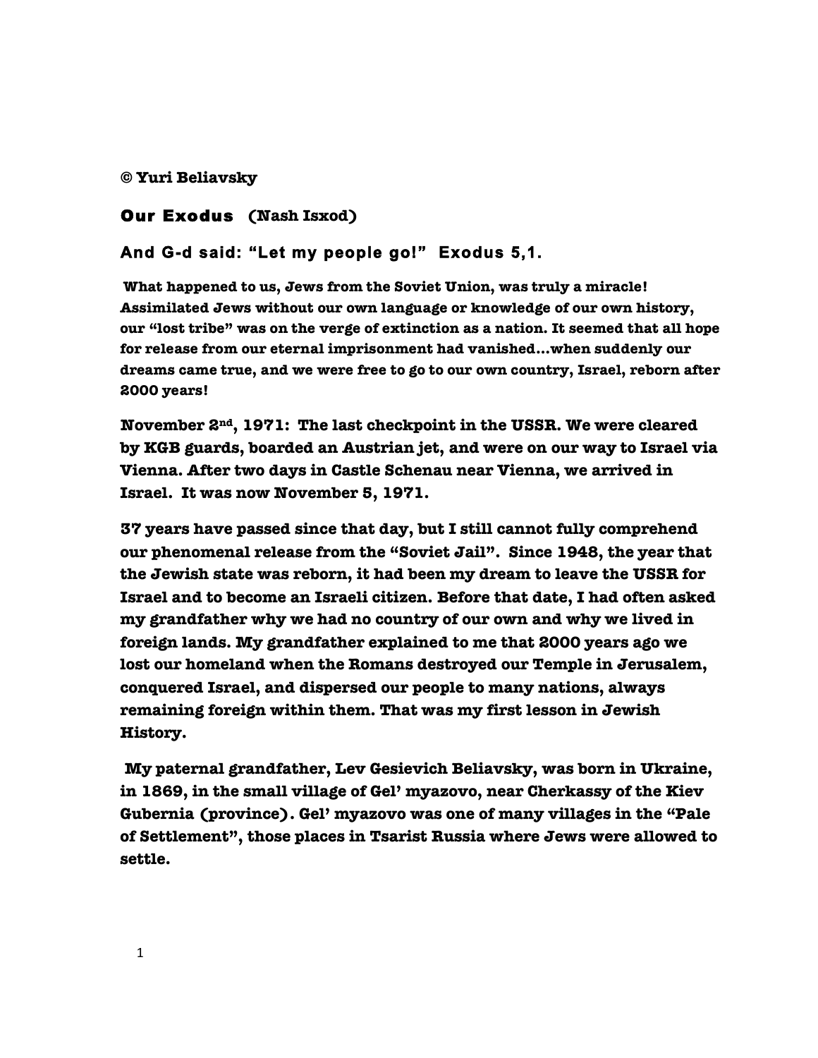**© Yuri Beliavsky**

# Our Exodus (Nash Isxod)

## And G-d said: "Let my people go!" Exodus 5,1.

**What happened to us, Jews from the Soviet Union, was truly a miracle! Assimilated Jews without our own language or knowledge of our own history, our "lost tribe" was on the verge of extinction as a nation. It seemed that all hope for release from our eternal imprisonment had vanished…when suddenly our dreams came true, and we were free to go to our own country, Israel, reborn after 2000 years!**

**November 2nd, 1971: The last checkpoint in the USSR. We were cleared by KGB guards, boarded an Austrian jet, and were on our way to Israel via Vienna. After two days in Castle Schenau near Vienna, we arrived in Israel. It was now November 5, 1971.**

**37 years have passed since that day, but I still cannot fully comprehend our phenomenal release from the "Soviet Jail". Since 1948, the year that the Jewish state was reborn, it had been my dream to leave the USSR for Israel and to become an Israeli citizen. Before that date, I had often asked my grandfather why we had no country of our own and why we lived in foreign lands. My grandfather explained to me that 2000 years ago we lost our homeland when the Romans destroyed our Temple in Jerusalem, conquered Israel, and dispersed our people to many nations, always remaining foreign within them. That was my first lesson in Jewish History.**

**My paternal grandfather, Lev Gesievich Beliavsky, was born in Ukraine, in 1869, in the small village of Gel' myazovo, near Cherkassy of the Kiev Gubernia (province). Gel' myazovo was one of many villages in the "Pale of Settlement", those places in Tsarist Russia where Jews were allowed to settle.**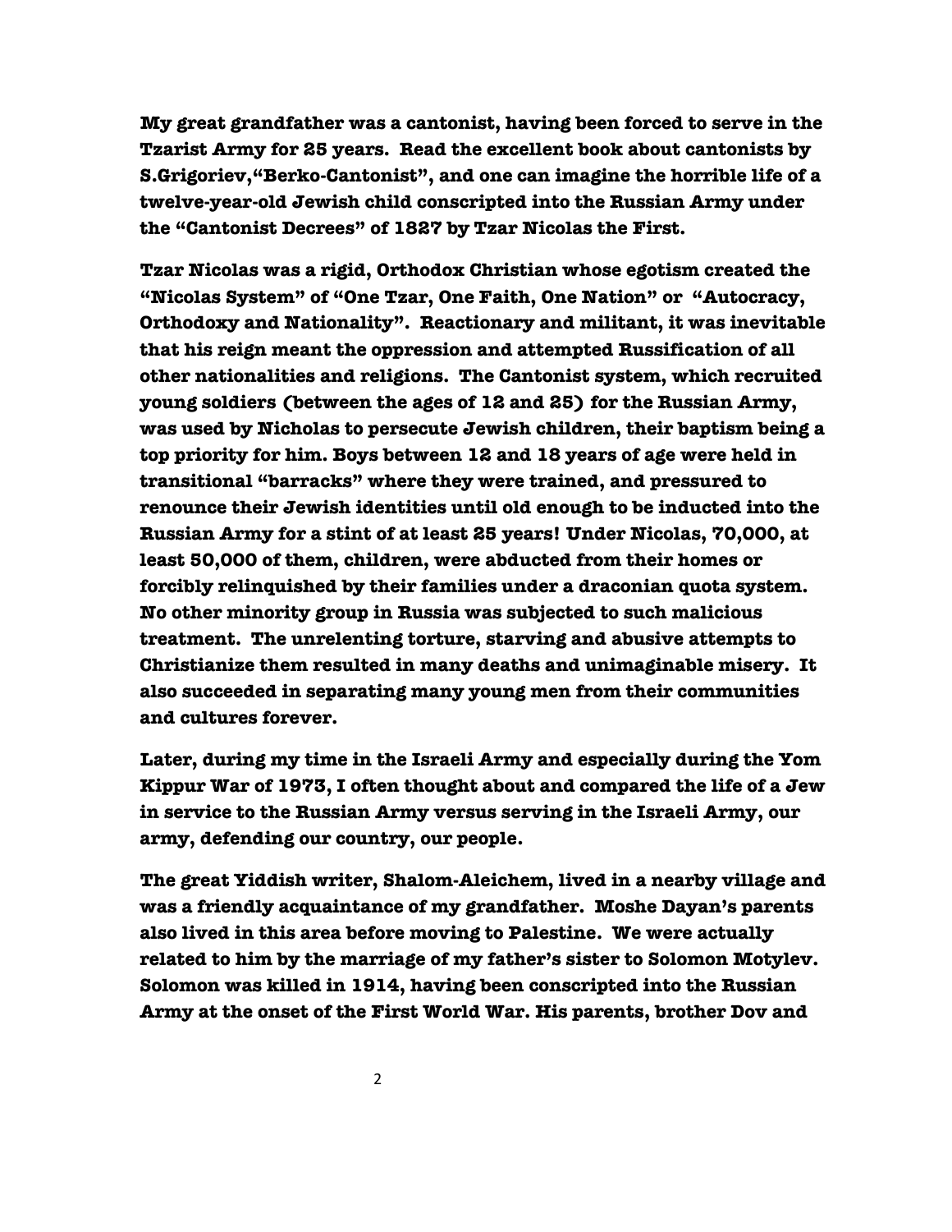**My great grandfather was a cantonist, having been forced to serve in the Tzarist Army for 25 years. Read the excellent book about cantonists by S.Grigoriev,"Berko-Cantonist", and one can imagine the horrible life of a twelve-year-old Jewish child conscripted into the Russian Army under the "Cantonist Decrees" of 1827 by Tzar Nicolas the First.**

**Tzar Nicolas was a rigid, Orthodox Christian whose egotism created the "Nicolas System" of "One Tzar, One Faith, One Nation" or "Autocracy, Orthodoxy and Nationality". Reactionary and militant, it was inevitable that his reign meant the oppression and attempted Russification of all other nationalities and religions. The Cantonist system, which recruited young soldiers (between the ages of 12 and 25) for the Russian Army, was used by Nicholas to persecute Jewish children, their baptism being a top priority for him. Boys between 12 and 18 years of age were held in transitional "barracks" where they were trained, and pressured to renounce their Jewish identities until old enough to be inducted into the Russian Army for a stint of at least 25 years! Under Nicolas, 70,000, at least 50,000 of them, children, were abducted from their homes or forcibly relinquished by their families under a draconian quota system. No other minority group in Russia was subjected to such malicious treatment. The unrelenting torture, starving and abusive attempts to Christianize them resulted in many deaths and unimaginable misery. It also succeeded in separating many young men from their communities and cultures forever.**

**Later, during my time in the Israeli Army and especially during the Yom Kippur War of 1973, I often thought about and compared the life of a Jew in service to the Russian Army versus serving in the Israeli Army, our army, defending our country, our people.**

**The great Yiddish writer, Shalom-Aleichem, lived in a nearby village and was a friendly acquaintance of my grandfather. Moshe Dayan's parents also lived in this area before moving to Palestine. We were actually related to him by the marriage of my father's sister to Solomon Motylev. Solomon was killed in 1914, having been conscripted into the Russian Army at the onset of the First World War. His parents, brother Dov and**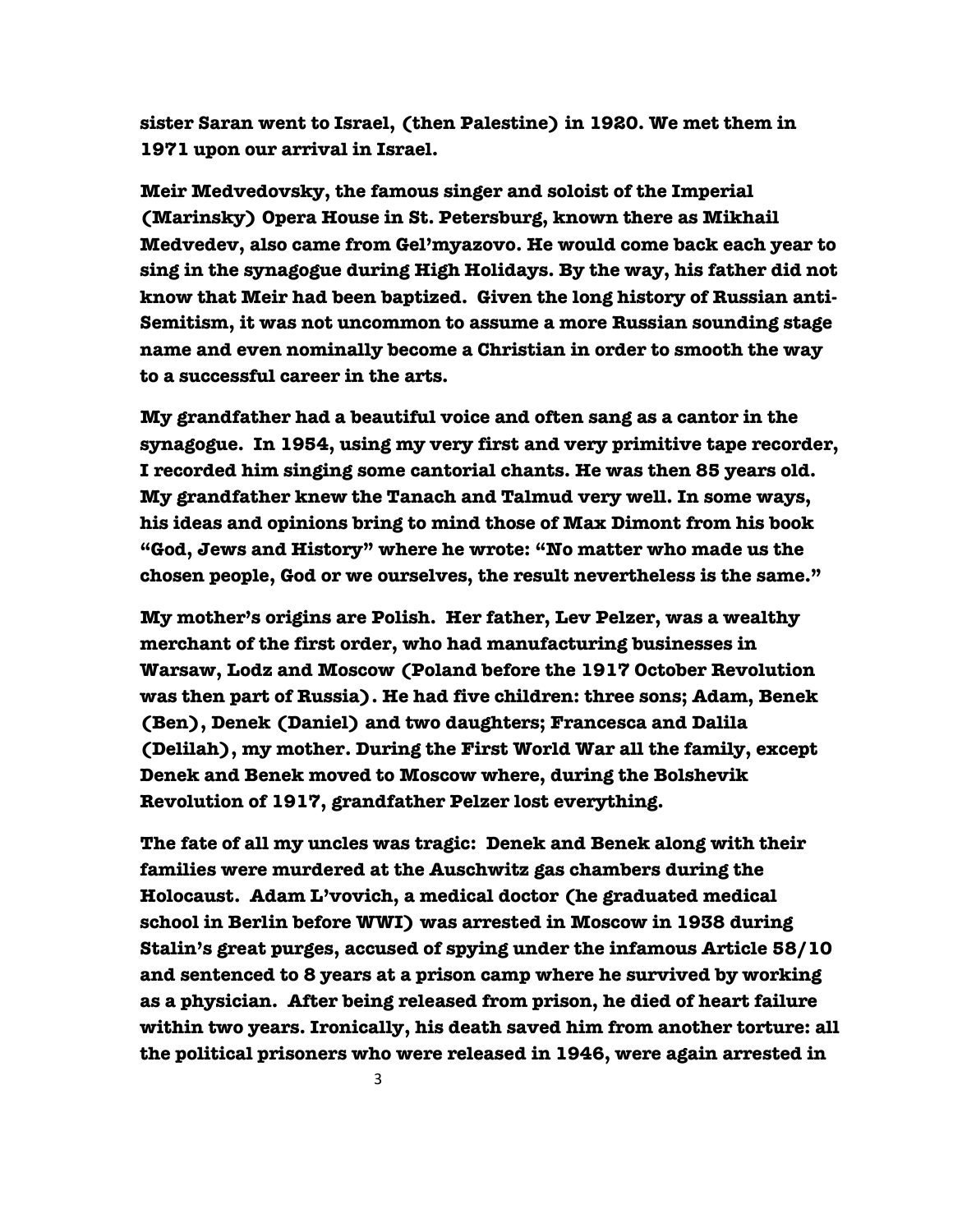sister Saran went to Israel, (then Palestine) in 1920. We met them in 1971 upon our arrival in Israel.

Meir Medvedovsky, the famous singer and soloist of the Imperial (Marinsky) Opera House in St. Petersburg, known there as Mikhail Medvedev, also came from Gel'myazovo. He would come back each year to sing in the synagogue during High Holidays. By the way, his father did not know that Meir had been baptized. Given the long history of Russian anti-Semitism, it was not uncommon to assume a more Russian sounding stage name and even nominally become a Christian in order to smooth the way to a successful career in the arts.

My grandfather had a beautiful voice and often sang as a cantor in the synagogue. In 1954, using my very first and very primitive tape recorder, I recorded him singing some cantorial chants. He was then 85 years old. My grandfather knew the Tanach and Talmud very well. In some ways, his ideas and opinions bring to mind those of Max Dimont from his book "God, Jews and History" where he wrote: "No matter who made us the chosen people, God or we ourselves, the result nevertheless is the same."

My mother's origins are Polish. Her father, Lev Pelzer, was a wealthy merchant of the first order, who had manufacturing businesses in Warsaw, Lodz and Moscow (Poland before the 1917 October Revolution was then part of Russia). He had five children: three sons; Adam, Benek (Ben), Denek (Daniel) and two daughters; Francesca and Dalila (Delilah), my mother. During the First World War all the family, except Denek and Benek moved to Moscow where, during the Bolshevik Revolution of 1917, grandfather Pelzer lost everything.

The fate of all my uncles was tragic: Denek and Benek along with their families were murdered at the Auschwitz gas chambers during the Holocaust. Adam L'vovich, a medical doctor (he graduated medical school in Berlin before WWI) was arrested in Moscow in 1938 during Stalin's great purges, accused of spying under the infamous Article 58/10 and sentenced to 8 years at a prison camp where he survived by working as a physician. After being released from prison, he died of heart failure within two years. Ironically, his death saved him from another torture: all the political prisoners who were released in 1946, were again arrested in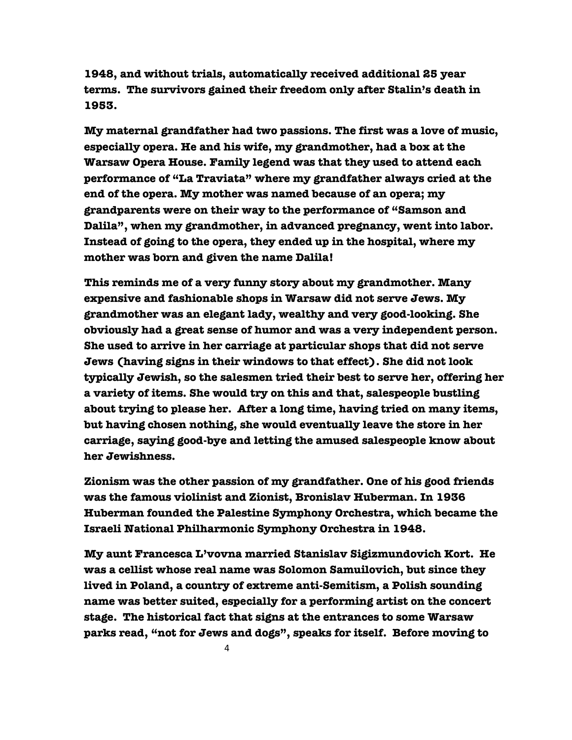1948, and without trials, automatically received additional 25 year terms. The survivors gained their freedom only after Stalin's death in 1953.

My maternal grandfather had two passions. The first was a love of music, especially opera. He and his wife, my grandmother, had a box at the Warsaw Opera House. Family legend was that they used to attend each performance of "La Traviata" where my grandfather always cried at the end of the opera. My mother was named because of an opera; my grandparents were on their way to the performance of "Samson and Dalila", when my grandmother, in advanced pregnancy, went into labor. Instead of going to the opera, they ended up in the hospital, where my mother was born and given the name Dalila!

This reminds me of a very funny story about my grandmother. Many expensive and fashionable shops in Warsaw did not serve Jews. My grandmother was an elegant lady, wealthy and very good-looking. She obviously had a great sense of humor and was a very independent person. She used to arrive in her carriage at particular shops that did not serve Jews (having signs in their windows to that effect). She did not look typically Jewish, so the salesmen tried their best to serve her, offering her a variety of items. She would try on this and that, salespeople bustling about trying to please her. After a long time, having tried on many items, but having chosen nothing, she would eventually leave the store in her carriage, saying good-bye and letting the amused salespeople know about her Jewishness.

Zionism was the other passion of my grandfather. One of his good friends was the famous violinist and Zionist, Bronislav Huberman. In 1936 Huberman founded the Palestine Symphony Orchestra, which became the Israeli National Philharmonic Symphony Orchestra in 1948.

My aunt Francesca L'vovna married Stanislav Sigizmundovich Kort. He was a cellist whose real name was Solomon Samuilovich, but since they lived in Poland, a country of extreme anti-Semitism, a Polish sounding name was better suited, especially for a performing artist on the concert stage. The historical fact that signs at the entrances to some Warsaw parks read, "not for Jews and dogs", speaks for itself. Before moving to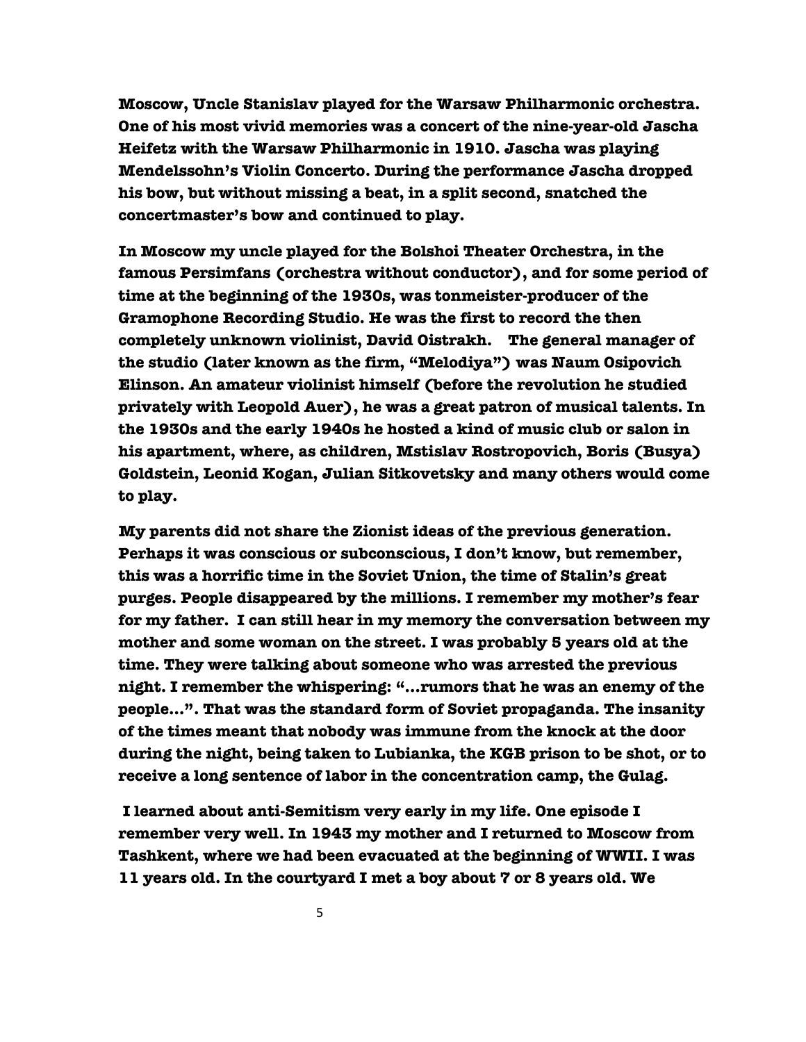Moscow, Uncle Stanislav played for the Warsaw Philharmonic orchestra. One of his most vivid memories was a concert of the nine-year-old Jascha Heifetz with the Warsaw Philharmonic in 1910. Jascha was playing Mendelssohn's Violin Concerto. During the performance Jascha dropped his bow, but without missing a beat, in a split second, snatched the concertmaster's bow and continued to play.

In Moscow my uncle played for the Bolshoi Theater Orchestra, in the famous Persimfans (orchestra without conductor), and for some period of time at the beginning of the 1930s, was tonmeister-producer of the Gramophone Recording Studio. He was the first to record the then completely unknown violinist, David Oistrakh. The general manager of the studio (later known as the firm, "Melodiya") was Naum Osipovich Elinson. An amateur violinist himself (before the revolution he studied privately with Leopold Auer), he was a great patron of musical talents. In the 1930s and the early 1940s he hosted a kind of music club or salon in his apartment, where, as children, Mstislav Rostropovich, Boris (Busya) Goldstein, Leonid Kogan, Julian Sitkovetsky and many others would come to play.

My parents did not share the Zionist ideas of the previous generation. Perhaps it was conscious or subconscious, I don't know, but remember, this was a horrific time in the Soviet Union, the time of Stalin's great purges. People disappeared by the millions. I remember my mother's fear for my father. I can still hear in my memory the conversation between my mother and some woman on the street. I was probably 5 years old at the time. They were talking about someone who was arrested the previous night. I remember the whispering: "...rumors that he was an enemy of the people...". That was the standard form of Soviet propaganda. The insanity of the times meant that nobody was immune from the knock at the door during the night, being taken to Lubianka, the KGB prison to be shot, or to receive a long sentence of labor in the concentration camp, the Gulag.

I learned about anti-Semitism very early in my life. One episode I remember very well. In 1943 my mother and I returned to Moscow from Tashkent, where we had been evacuated at the beginning of WWII. I was 11 years old. In the courtyard I met a boy about 7 or 8 years old. We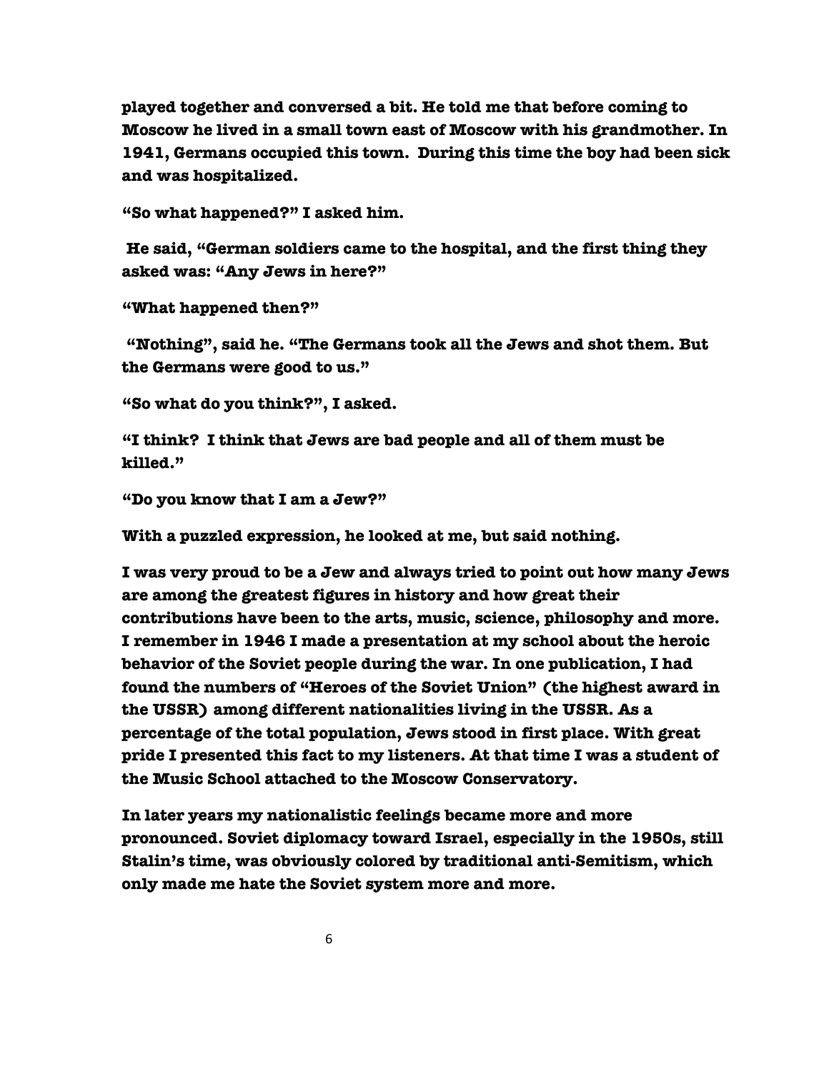played together and conversed a bit. He told me that before coming to Moscow he lived in a small town east of Moscow with his grandmother. In 1941, Germans occupied this town. During this time the boy had been sick and was hospitalized.

"So what happened?" I asked him.

He said, "German soldiers came to the hospital, and the first thing they asked was: "Any Jews in here?"

"What happened then?"

"Nothing", said he. "The Germans took all the Jews and shot them. But the Germans were good to us."

"So what do you think?", I asked.

"I think? I think that Jews are bad people and all of them must be killed."

"Do you know that I am a Jew?"

With a puzzled expression, he looked at me, but said nothing.

I was very proud to be a Jew and always tried to point out how many Jews are among the greatest figures in history and how great their contributions have been to the arts, music, science, philosophy and more. I remember in 1946 I made a presentation at my school about the heroic behavior of the Soviet people during the war. In one publication, I had found the numbers of "Heroes of the Soviet Union" (the highest award in the USSR) among different nationalities living in the USSR. As a percentage of the total population, Jews stood in first place. With great pride I presented this fact to my listeners. At that time I was a student of the Music School attached to the Moscow Conservatory.

In later years my nationalistic feelings became more and more pronounced. Soviet diplomacy toward Israel, especially in the 1950s, still Stalin's time, was obviously colored by traditional anti-Semitism, which only made me hate the Soviet system more and more.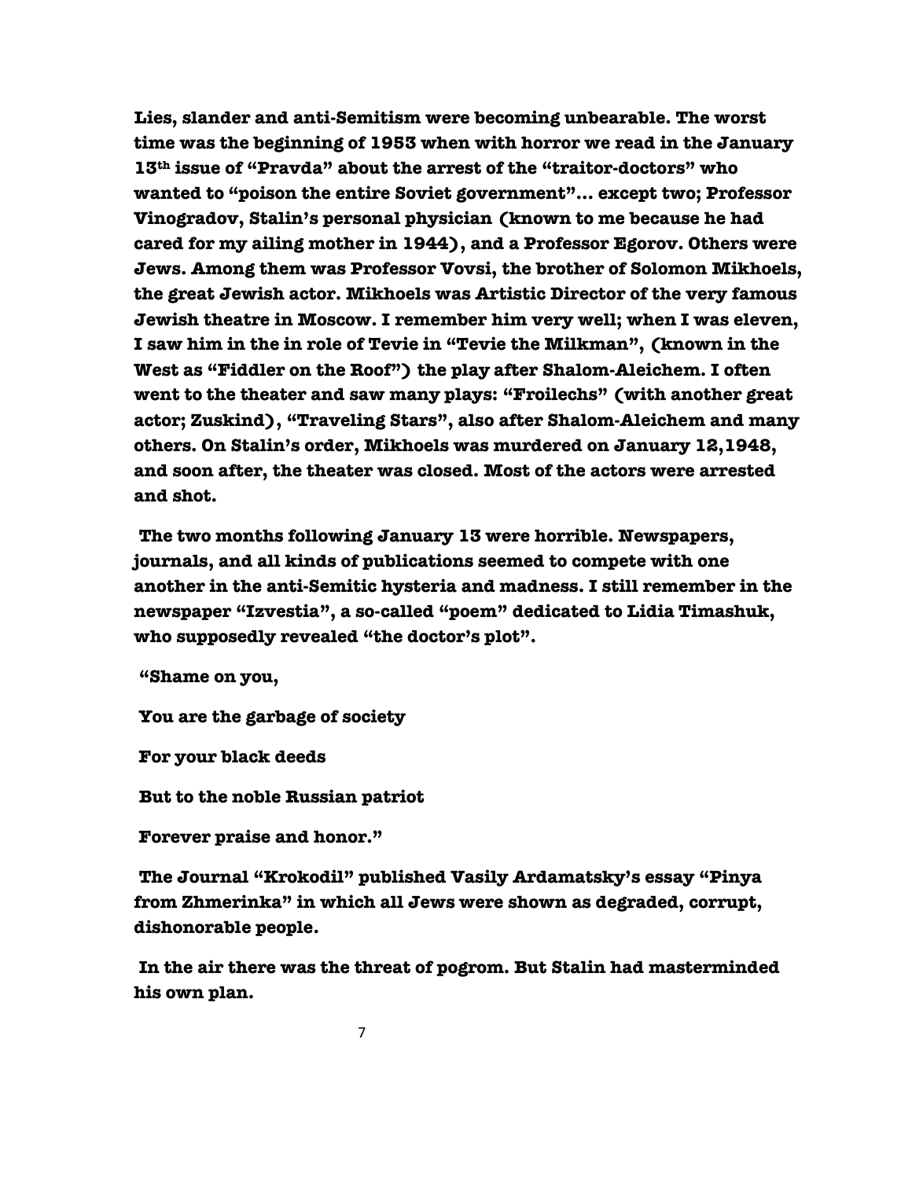**Lies, slander and anti-Semitism were becoming unbearable. The worst time was the beginning of 1953 when with horror we read in the January 13th issue of "Pravda" about the arrest of the "traitor-doctors" who wanted to "poison the entire Soviet government"… except two; Professor Vinogradov, Stalin's personal physician (known to me because he had cared for my ailing mother in 1944), and a Professor Egorov. Others were Jews. Among them was Professor Vovsi, the brother of Solomon Mikhoels, the great Jewish actor. Mikhoels was Artistic Director of the very famous Jewish theatre in Moscow. I remember him very well; when I was eleven, I saw him in the in role of Tevie in "Tevie the Milkman", (known in the West as "Fiddler on the Roof") the play after Shalom-Aleichem. I often went to the theater and saw many plays: "Froilechs" (with another great actor; Zuskind), "Traveling Stars", also after Shalom-Aleichem and many others. On Stalin's order, Mikhoels was murdered on January 12,1948, and soon after, the theater was closed. Most of the actors were arrested and shot.**

**The two months following January 13 were horrible. Newspapers, journals, and all kinds of publications seemed to compete with one another in the anti-Semitic hysteria and madness. I still remember in the newspaper "Izvestia", a so-called "poem" dedicated to Lidia Timashuk, who supposedly revealed "the doctor's plot".**

**"Shame on you,**

**You are the garbage of society**

**For your black deeds**

**But to the noble Russian patriot**

**Forever praise and honor."**

**The Journal "Krokodil" published Vasily Ardamatsky's essay "Pinya from Zhmerinka" in which all Jews were shown as degraded, corrupt, dishonorable people.**

**In the air there was the threat of pogrom. But Stalin had masterminded his own plan.**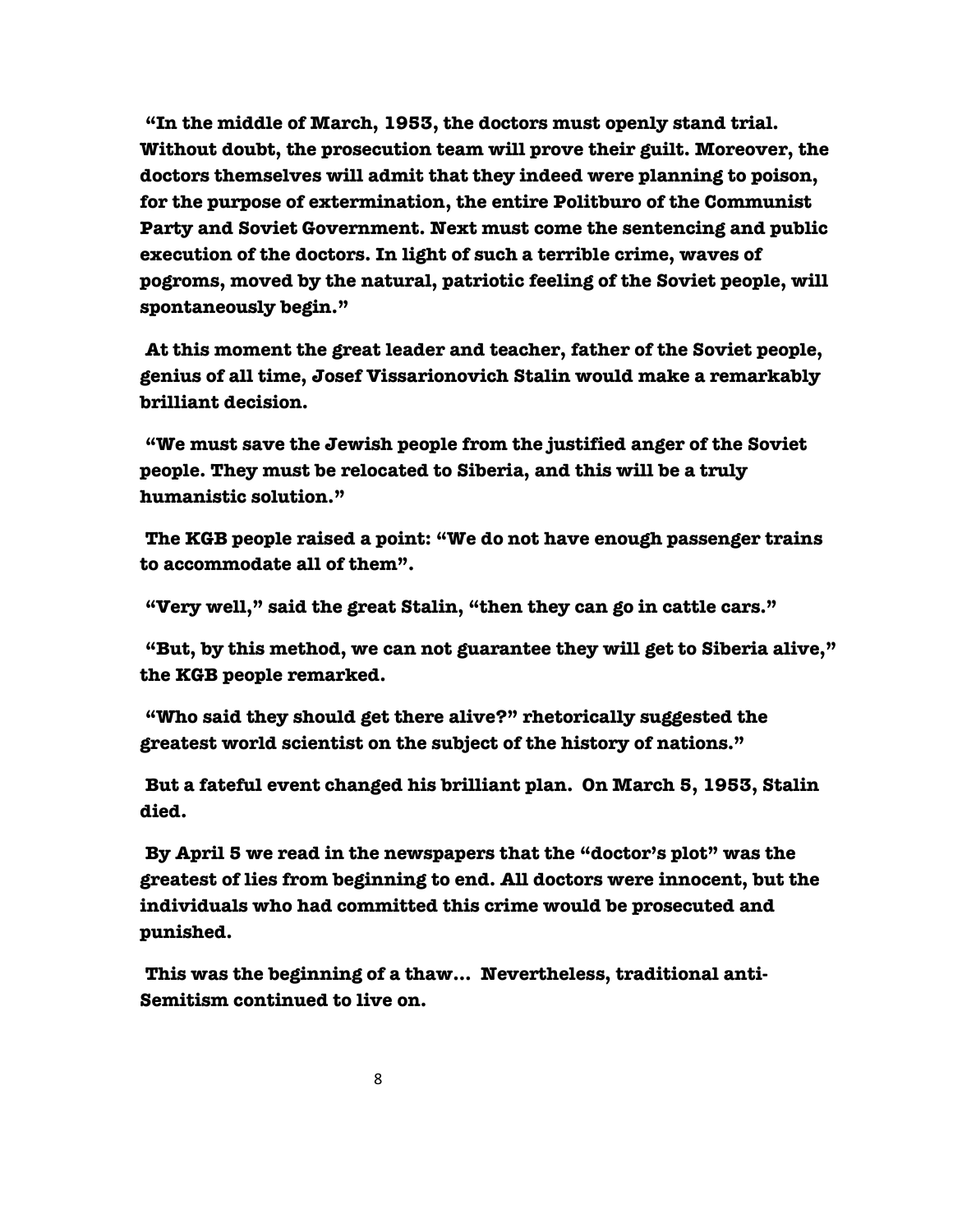**"In the middle of March, 1953, the doctors must openly stand trial. Without doubt, the prosecution team will prove their guilt. Moreover, the doctors themselves will admit that they indeed were planning to poison, for the purpose of extermination, the entire Politburo of the Communist Party and Soviet Government. Next must come the sentencing and public execution of the doctors. In light of such a terrible crime, waves of pogroms, moved by the natural, patriotic feeling of the Soviet people, will spontaneously begin."**

**At this moment the great leader and teacher, father of the Soviet people, genius of all time, Josef Vissarionovich Stalin would make a remarkably brilliant decision.**

**"We must save the Jewish people from the justified anger of the Soviet people. They must be relocated to Siberia, and this will be a truly humanistic solution."**

**The KGB people raised a point: "We do not have enough passenger trains to accommodate all of them".**

**"Very well," said the great Stalin, "then they can go in cattle cars."**

**"But, by this method, we can not guarantee they will get to Siberia alive," the KGB people remarked.**

**"Who said they should get there alive?" rhetorically suggested the greatest world scientist on the subject of the history of nations."**

**But a fateful event changed his brilliant plan. On March 5, 1953, Stalin died.**

**By April 5 we read in the newspapers that the "doctor's plot" was the greatest of lies from beginning to end. All doctors were innocent, but the individuals who had committed this crime would be prosecuted and punished.**

**This was the beginning of a thaw... Nevertheless, traditional anti-Semitism continued to live on.**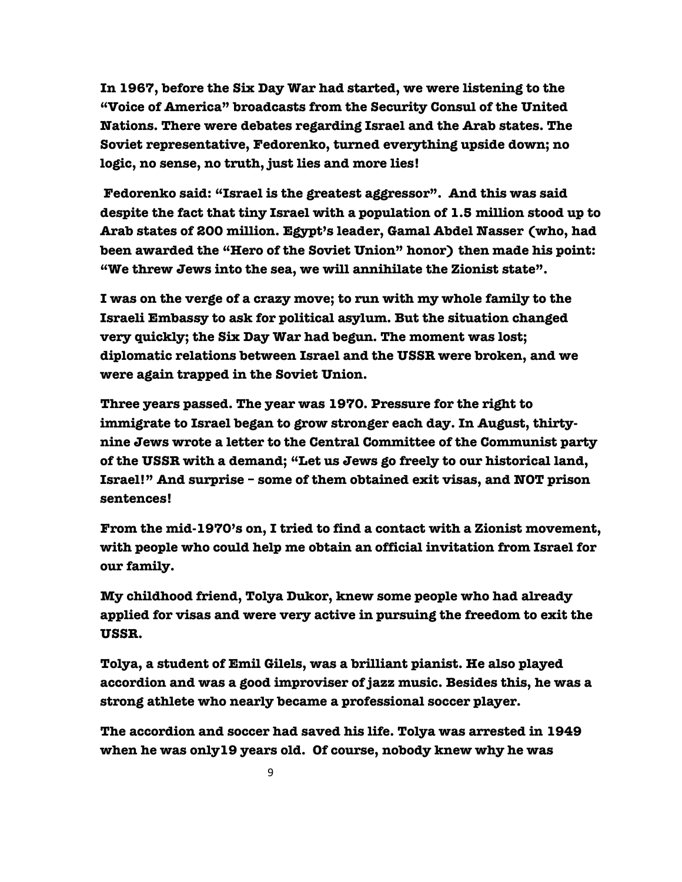**In 1967, before the Six Day War had started, we were listening to the "Voice of America" broadcasts from the Security Consul of the United Nations. There were debates regarding Israel and the Arab states. The Soviet representative, Fedorenko, turned everything upside down; no logic, no sense, no truth, just lies and more lies!**

**Fedorenko said: "Israel is the greatest aggressor". And this was said despite the fact that tiny Israel with a population of 1.5 million stood up to Arab states of 200 million. Egypt's leader, Gamal Abdel Nasser (who, had been awarded the "Hero of the Soviet Union" honor) then made his point: "We threw Jews into the sea, we will annihilate the Zionist state".**

**I was on the verge of a crazy move; to run with my whole family to the Israeli Embassy to ask for political asylum. But the situation changed very quickly; the Six Day War had begun. The moment was lost; diplomatic relations between Israel and the USSR were broken, and we were again trapped in the Soviet Union.**

**Three years passed. The year was 1970. Pressure for the right to immigrate to Israel began to grow stronger each day. In August, thirty-nine Jews wrote a letter to the Central Committee of the Communist party of the USSR with a demand; "Let us Jews go freely to our historical land, Israel!" And surprise – some of them obtained exit visas, and NOT prison sentences!**

**From the mid-1970's on, I tried to find a contact with a Zionist movement, with people who could help me obtain an official invitation from Israel for our family.**

**My childhood friend, Tolya Dukor, knew some people who had already applied for visas and were very active in pursuing the freedom to exit the USSR.**

**Tolya, a student of Emil Gilels, was a brilliant pianist. He also played accordion and was a good improviser of jazz music. Besides this, he was a strong athlete who nearly became a professional soccer player.**

**The accordion and soccer had saved his life. Tolya was arrested in 1949 when he was only19 years old. Of course, nobody knew why he was**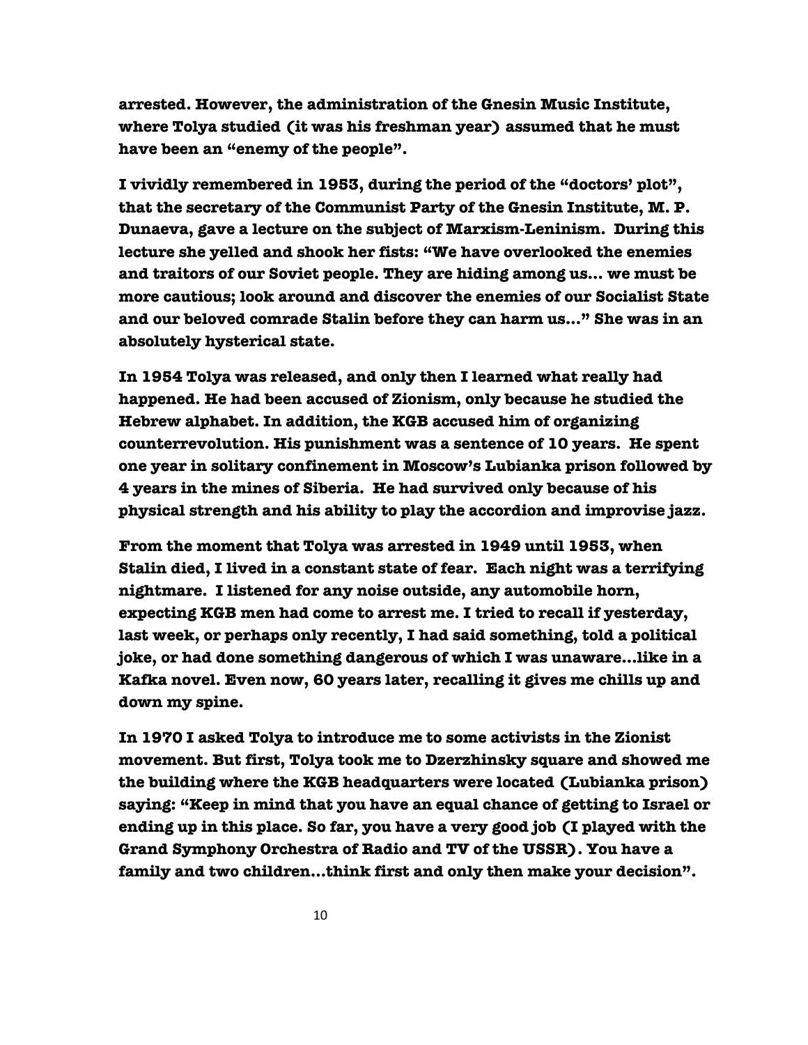**arrested. However, the administration of the Gnesin Music Institute, where Tolya studied (it was his freshman year) assumed that he must have been an "enemy of the people".**

**I vividly remembered in 1953, during the period of the "doctors' plot", that the secretary of the Communist Party of the Gnesin Institute, M. P. Dunaeva, gave a lecture on the subject of Marxism-Leninism. During this lecture she yelled and shook her fists: "We have overlooked the enemies and traitors of our Soviet people. They are hiding among us... we must be more cautious; look around and discover the enemies of our Socialist State and our beloved comrade Stalin before they can harm us..." She was in an absolutely hysterical state.**

**In 1954 Tolya was released, and only then I learned what really had happened. He had been accused of Zionism, only because he studied the Hebrew alphabet. In addition, the KGB accused him of organizing counterrevolution. His punishment was a sentence of 10 years. He spent one year in solitary confinement in Moscow's Lubianka prison followed by 4 years in the mines of Siberia. He had survived only because of his physical strength and his ability to play the accordion and improvise jazz.**

**From the moment that Tolya was arrested in 1949 until 1953, when Stalin died, I lived in a constant state of fear. Each night was a terrifying nightmare. I listened for any noise outside, any automobile horn, expecting KGB men had come to arrest me. I tried to recall if yesterday, last week, or perhaps only recently, I had said something, told a political joke, or had done something dangerous of which I was unaware...like in a Kafka novel. Even now, 60 years later, recalling it gives me chills up and down my spine.**

**In 1970 I asked Tolya to introduce me to some activists in the Zionist movement. But first, Tolya took me to Dzerzhinsky square and showed me the building where the KGB headquarters were located (Lubianka prison) saying: "Keep in mind that you have an equal chance of getting to Israel or ending up in this place. So far, you have a very good job (I played with the Grand Symphony Orchestra of Radio and TV of the USSR). You have a family and two children...think first and only then make your decision".**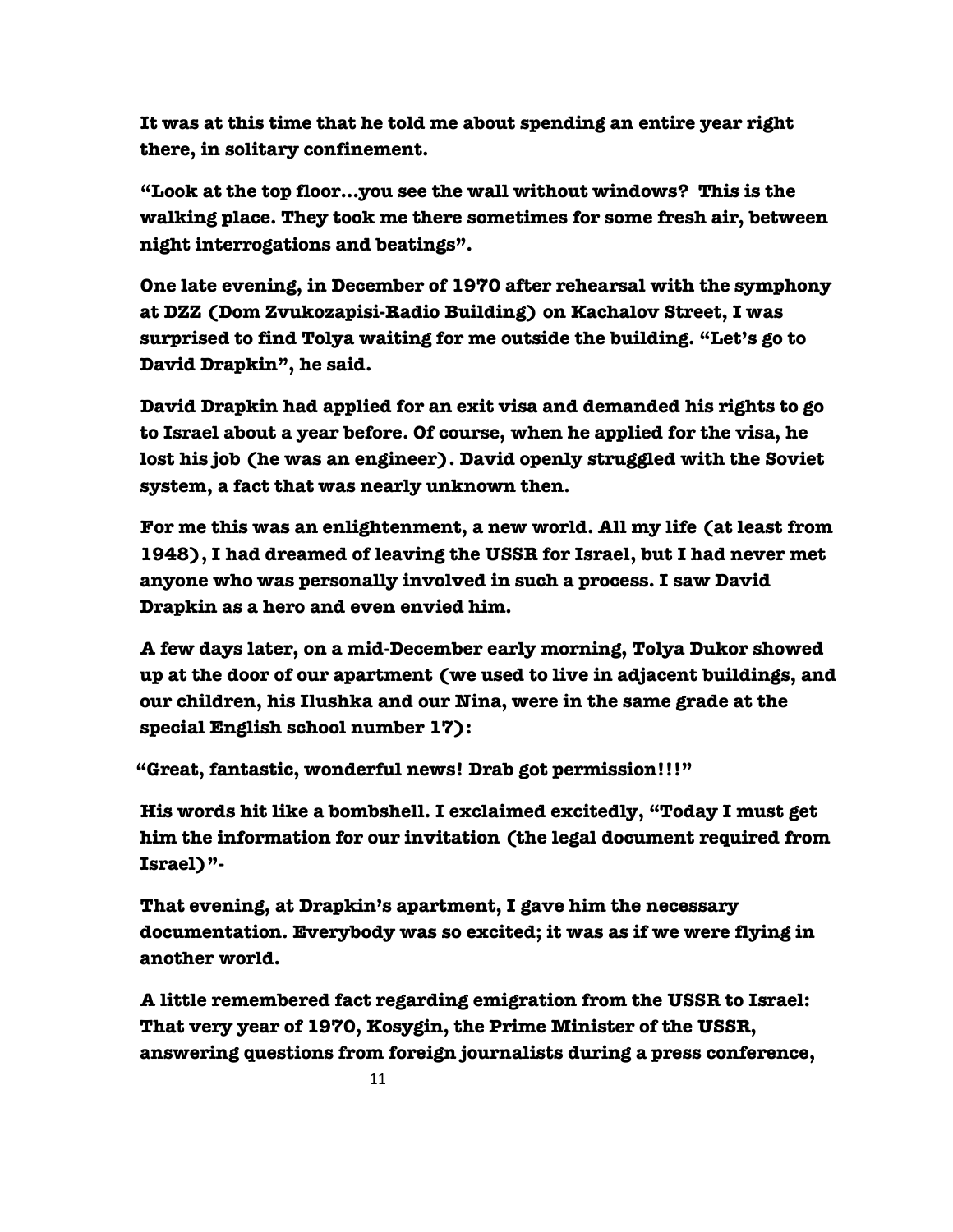It was at this time that he told me about spending an entire year right there, in solitary confinement.

"Look at the top floor…you see the wall without windows? This is the walking place. They took me there sometimes for some fresh air, between night interrogations and beatings".

One late evening, in December of 1970 after rehearsal with the symphony at DZZ (Dom Zvukozapisi-Radio Building) on Kachalov Street, I was surprised to find Tolya waiting for me outside the building. "Let's go to David Drapkin", he said.

David Drapkin had applied for an exit visa and demanded his rights to go to Israel about a year before. Of course, when he applied for the visa, he lost his job (he was an engineer). David openly struggled with the Soviet system, a fact that was nearly unknown then.

For me this was an enlightenment, a new world. All my life (at least from 1948), I had dreamed of leaving the USSR for Israel, but I had never met anyone who was personally involved in such a process. I saw David Drapkin as a hero and even envied him.

A few days later, on a mid-December early morning, Tolya Dukor showed up at the door of our apartment (we used to live in adjacent buildings, and our children, his Ilushka and our Nina, were in the same grade at the special English school number 17):

"Great, fantastic, wonderful news! Drab got permission!!!"

His words hit like a bombshell. I exclaimed excitedly, "Today I must get him the information for our invitation (the legal document required from Israel)"-

That evening, at Drapkin's apartment, I gave him the necessary documentation. Everybody was so excited; it was as if we were flying in another world.

A little remembered fact regarding emigration from the USSR to Israel: That very year of 1970, Kosygin, the Prime Minister of the USSR, answering questions from foreign journalists during a press conference,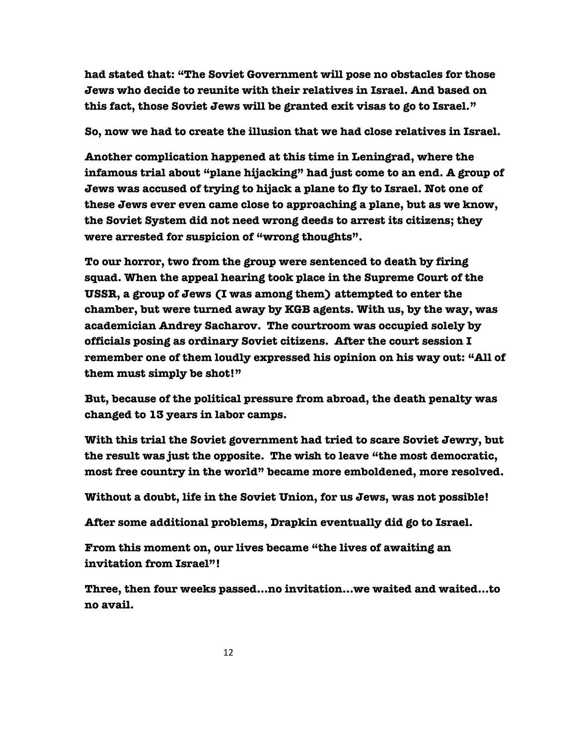had stated that: "The Soviet Government will pose no obstacles for those Jews who decide to reunite with their relatives in Israel. And based on this fact, those Soviet Jews will be granted exit visas to go to Israel."

So, now we had to create the illusion that we had close relatives in Israel.

Another complication happened at this time in Leningrad, where the infamous trial about "plane hijacking" had just come to an end. A group of Jews was accused of trying to hijack a plane to fly to Israel. Not one of these Jews ever even came close to approaching a plane, but as we know, the Soviet System did not need wrong deeds to arrest its citizens; they were arrested for suspicion of "wrong thoughts".

To our horror, two from the group were sentenced to death by firing squad. When the appeal hearing took place in the Supreme Court of the USSR, a group of Jews (I was among them) attempted to enter the chamber, but were turned away by KGB agents. With us, by the way, was academician Andrey Sacharov. The courtroom was occupied solely by officials posing as ordinary Soviet citizens. After the court session I remember one of them loudly expressed his opinion on his way out: "All of them must simply be shot!"

But, because of the political pressure from abroad, the death penalty was changed to 13 years in labor camps.

With this trial the Soviet government had tried to scare Soviet Jewry, but the result was just the opposite. The wish to leave "the most democratic, most free country in the world" became more emboldened, more resolved.

Without a doubt, life in the Soviet Union, for us Jews, was not possible!

After some additional problems, Drapkin eventually did go to Israel.

From this moment on, our lives became "the lives of awaiting an invitation from Israel"!

Three, then four weeks passed…no invitation…we waited and waited…to no avail.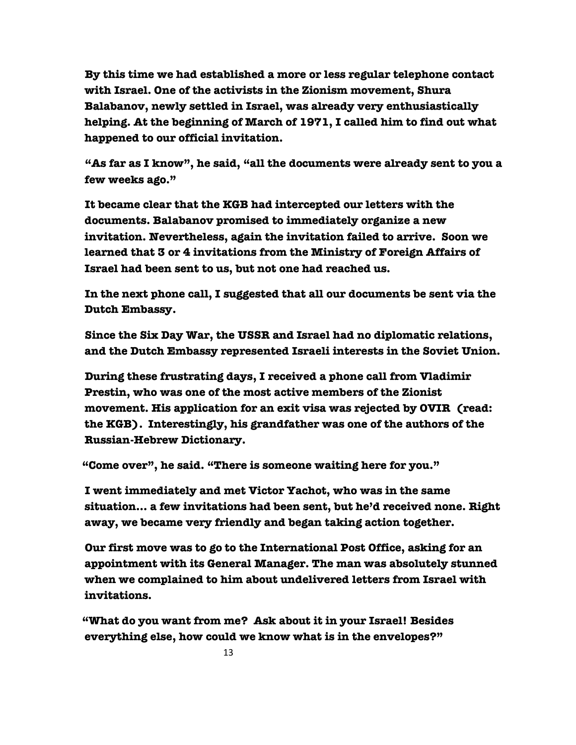By this time we had established a more or less regular telephone contact with Israel. One of the activists in the Zionism movement, Shura Balabanov, newly settled in Israel, was already very enthusiastically helping. At the beginning of March of 1971, I called him to find out what happened to our official invitation.

"As far as I know", he said, "all the documents were already sent to you a few weeks ago."

It became clear that the KGB had intercepted our letters with the documents. Balabanov promised to immediately organize a new invitation. Nevertheless, again the invitation failed to arrive. Soon we learned that 3 or 4 invitations from the Ministry of Foreign Affairs of Israel had been sent to us, but not one had reached us.

In the next phone call, I suggested that all our documents be sent via the Dutch Embassy.

Since the Six Day War, the USSR and Israel had no diplomatic relations, and the Dutch Embassy represented Israeli interests in the Soviet Union.

During these frustrating days, I received a phone call from Vladimir Prestin, who was one of the most active members of the Zionist movement. His application for an exit visa was rejected by OVIR (read: the KGB). Interestingly, his grandfather was one of the authors of the Russian-Hebrew Dictionary.

"Come over", he said. "There is someone waiting here for you."

I went immediately and met Victor Yachot, who was in the same situation… a few invitations had been sent, but he'd received none. Right away, we became very friendly and began taking action together.

Our first move was to go to the International Post Office, asking for an appointment with its General Manager. The man was absolutely stunned when we complained to him about undelivered letters from Israel with invitations.

"What do you want from me? Ask about it in your Israel! Besides everything else, how could we know what is in the envelopes?"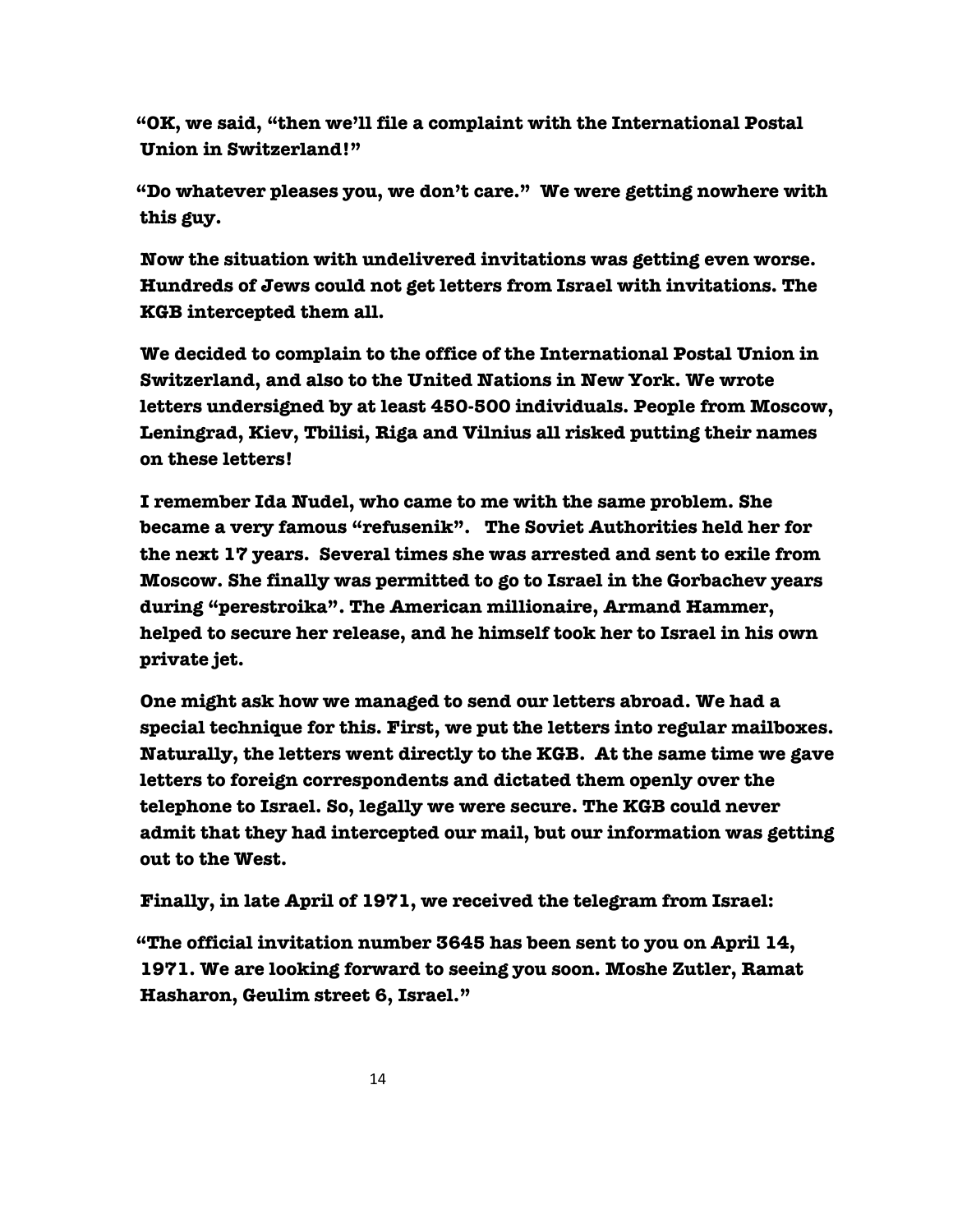**"OK, we said, "then we'll file a complaint with the International Postal Union in Switzerland!"**

**"Do whatever pleases you, we don't care." We were getting nowhere with this guy.**

**Now the situation with undelivered invitations was getting even worse. Hundreds of Jews could not get letters from Israel with invitations. The KGB intercepted them all.**

**We decided to complain to the office of the International Postal Union in Switzerland, and also to the United Nations in New York. We wrote letters undersigned by at least 450-500 individuals. People from Moscow, Leningrad, Kiev, Tbilisi, Riga and Vilnius all risked putting their names on these letters!**

**I remember Ida Nudel, who came to me with the same problem. She became a very famous "refusenik". The Soviet Authorities held her for the next 17 years. Several times she was arrested and sent to exile from Moscow. She finally was permitted to go to Israel in the Gorbachev years during "perestroika". The American millionaire, Armand Hammer, helped to secure her release, and he himself took her to Israel in his own private jet.**

**One might ask how we managed to send our letters abroad. We had a special technique for this. First, we put the letters into regular mailboxes. Naturally, the letters went directly to the KGB. At the same time we gave letters to foreign correspondents and dictated them openly over the telephone to Israel. So, legally we were secure. The KGB could never admit that they had intercepted our mail, but our information was getting out to the West.**

**Finally, in late April of 1971, we received the telegram from Israel:**

**"The official invitation number 3645 has been sent to you on April 14, 1971. We are looking forward to seeing you soon. Moshe Zutler, Ramat Hasharon, Geulim street 6, Israel."**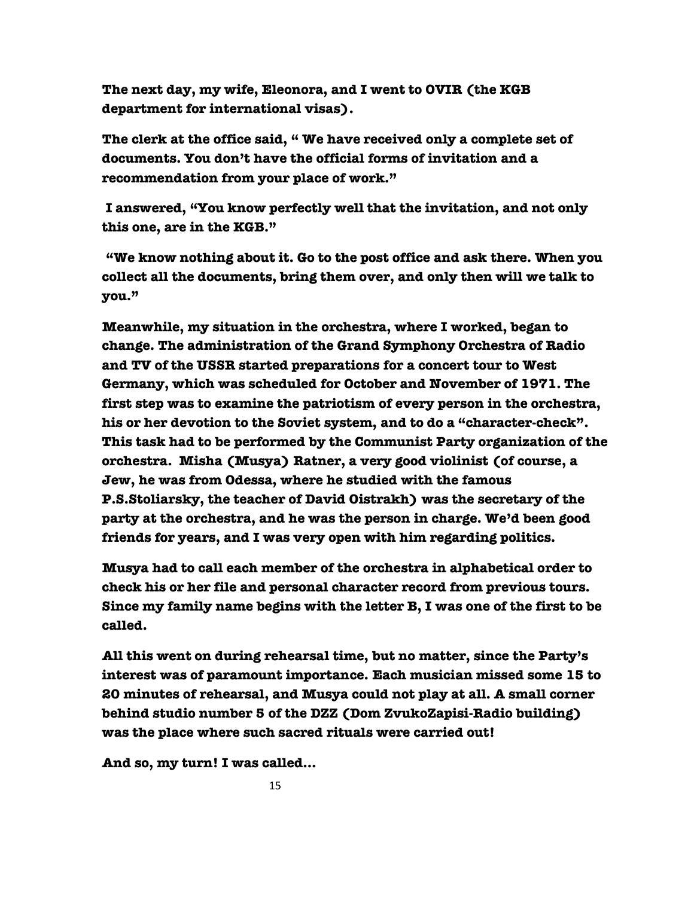**The next day, my wife, Eleonora, and I went to OVIR (the KGB department for international visas).**

**The clerk at the office said, " We have received only a complete set of documents. You don't have the official forms of invitation and a recommendation from your place of work."**

**I answered, "You know perfectly well that the invitation, and not only this one, are in the KGB."**

**"We know nothing about it. Go to the post office and ask there. When you collect all the documents, bring them over, and only then will we talk to you."**

**Meanwhile, my situation in the orchestra, where I worked, began to change. The administration of the Grand Symphony Orchestra of Radio and TV of the USSR started preparations for a concert tour to West Germany, which was scheduled for October and November of 1971. The first step was to examine the patriotism of every person in the orchestra, his or her devotion to the Soviet system, and to do a "character-check". This task had to be performed by the Communist Party organization of the orchestra. Misha (Musya) Ratner, a very good violinist (of course, a Jew, he was from Odessa, where he studied with the famous P.S.Stoliarsky, the teacher of David Oistrakh) was the secretary of the party at the orchestra, and he was the person in charge. We'd been good friends for years, and I was very open with him regarding politics.**

**Musya had to call each member of the orchestra in alphabetical order to check his or her file and personal character record from previous tours. Since my family name begins with the letter B, I was one of the first to be called.**

**All this went on during rehearsal time, but no matter, since the Party's interest was of paramount importance. Each musician missed some 15 to 20 minutes of rehearsal, and Musya could not play at all. A small corner behind studio number 5 of the DZZ (Dom ZvukoZapisi-Radio building) was the place where such sacred rituals were carried out!**

**And so, my turn! I was called…**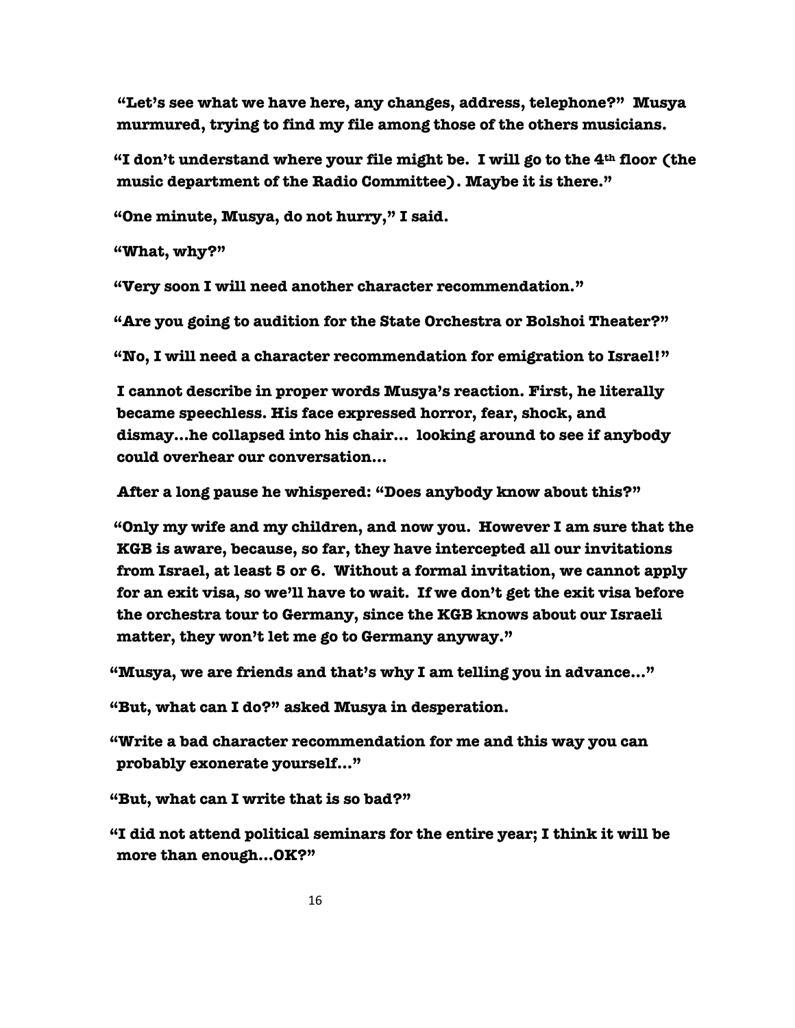**"Let's see what we have here, any changes, address, telephone?" Musya murmured, trying to find my file among those of the others musicians.**

**"I don't understand where your file might be. I will go to the 4th floor (the music department of the Radio Committee). Maybe it is there."**

**"One minute, Musya, do not hurry," I said.**

**"What, why?"**

**"Very soon I will need another character recommendation."**

**"Are you going to audition for the State Orchestra or Bolshoi Theater?"**

**"No, I will need a character recommendation for emigration to Israel!"**

**I cannot describe in proper words Musya's reaction. First, he literally became speechless. His face expressed horror, fear, shock, and dismay…he collapsed into his chair… looking around to see if anybody could overhear our conversation…**

**After a long pause he whispered: "Does anybody know about this?"**

**"Only my wife and my children, and now you. However I am sure that the KGB is aware, because, so far, they have intercepted all our invitations from Israel, at least 5 or 6. Without a formal invitation, we cannot apply for an exit visa, so we'll have to wait. If we don't get the exit visa before the orchestra tour to Germany, since the KGB knows about our Israeli matter, they won't let me go to Germany anyway."**

**"Musya, we are friends and that's why I am telling you in advance…"**

**"But, what can I do?" asked Musya in desperation.**

**"Write a bad character recommendation for me and this way you can probably exonerate yourself…"**

**"But, what can I write that is so bad?"**

**"I did not attend political seminars for the entire year; I think it will be more than enough…OK?"**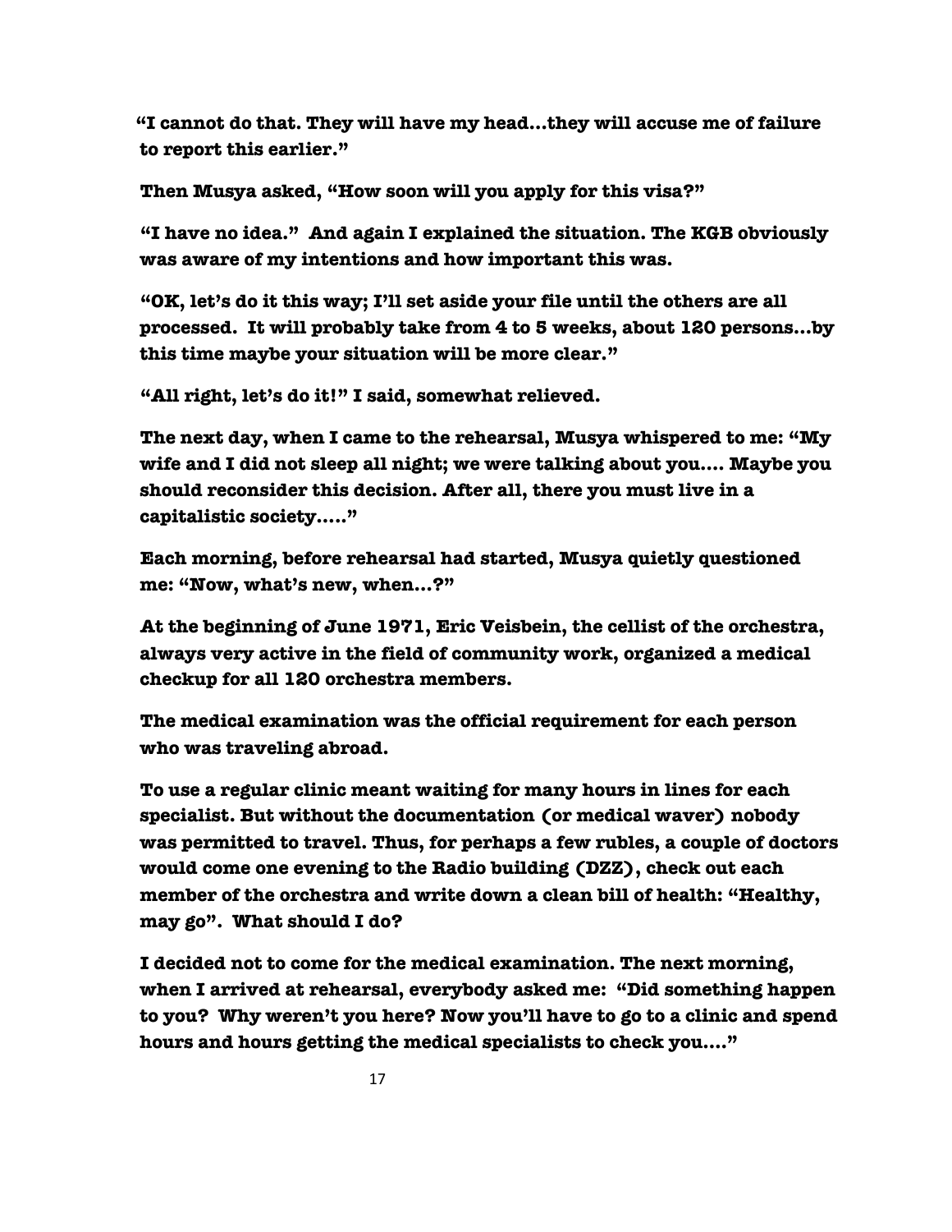**"I cannot do that. They will have my head…they will accuse me of failure to report this earlier."**

**Then Musya asked, "How soon will you apply for this visa?"**

**"I have no idea." And again I explained the situation. The KGB obviously was aware of my intentions and how important this was.**

**"OK, let's do it this way; I'll set aside your file until the others are all processed. It will probably take from 4 to 5 weeks, about 120 persons…by this time maybe your situation will be more clear."**

**"All right, let's do it!" I said, somewhat relieved.**

**The next day, when I came to the rehearsal, Musya whispered to me: "My wife and I did not sleep all night; we were talking about you…. Maybe you should reconsider this decision. After all, there you must live in a capitalistic society….."**

**Each morning, before rehearsal had started, Musya quietly questioned me: "Now, what's new, when…?"**

**At the beginning of June 1971, Eric Veisbein, the cellist of the orchestra, always very active in the field of community work, organized a medical checkup for all 120 orchestra members.**

**The medical examination was the official requirement for each person who was traveling abroad.**

**To use a regular clinic meant waiting for many hours in lines for each specialist. But without the documentation (or medical waver) nobody was permitted to travel. Thus, for perhaps a few rubles, a couple of doctors would come one evening to the Radio building (DZZ), check out each member of the orchestra and write down a clean bill of health: "Healthy, may go". What should I do?**

**I decided not to come for the medical examination. The next morning, when I arrived at rehearsal, everybody asked me: "Did something happen to you? Why weren't you here? Now you'll have to go to a clinic and spend hours and hours getting the medical specialists to check you…."**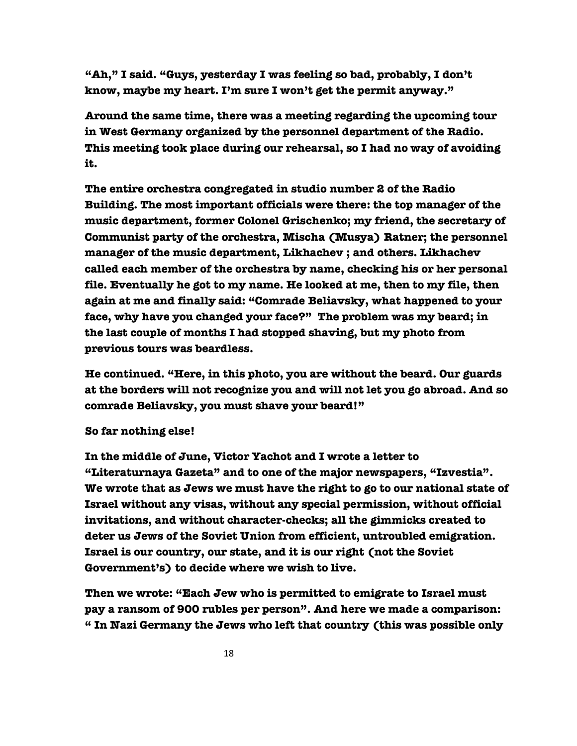**"Ah," I said. "Guys, yesterday I was feeling so bad, probably, I don't know, maybe my heart. I'm sure I won't get the permit anyway."**

**Around the same time, there was a meeting regarding the upcoming tour in West Germany organized by the personnel department of the Radio. This meeting took place during our rehearsal, so I had no way of avoiding it.**

**The entire orchestra congregated in studio number 2 of the Radio Building. The most important officials were there: the top manager of the music department, former Colonel Grischenko; my friend, the secretary of Communist party of the orchestra, Mischa (Musya) Ratner; the personnel manager of the music department, Likhachev ; and others. Likhachev called each member of the orchestra by name, checking his or her personal file. Eventually he got to my name. He looked at me, then to my file, then again at me and finally said: "Comrade Beliavsky, what happened to your face, why have you changed your face?" The problem was my beard; in the last couple of months I had stopped shaving, but my photo from previous tours was beardless.**

**He continued. "Here, in this photo, you are without the beard. Our guards at the borders will not recognize you and will not let you go abroad. And so comrade Beliavsky, you must shave your beard!"**

**So far nothing else!**

**In the middle of June, Victor Yachot and I wrote a letter to "Literaturnaya Gazeta" and to one of the major newspapers, "Izvestia". We wrote that as Jews we must have the right to go to our national state of Israel without any visas, without any special permission, without official invitations, and without character-checks; all the gimmicks created to deter us Jews of the Soviet Union from efficient, untroubled emigration. Israel is our country, our state, and it is our right (not the Soviet Government's) to decide where we wish to live.**

**Then we wrote: "Each Jew who is permitted to emigrate to Israel must pay a ransom of 900 rubles per person". And here we made a comparison: " In Nazi Germany the Jews who left that country (this was possible only**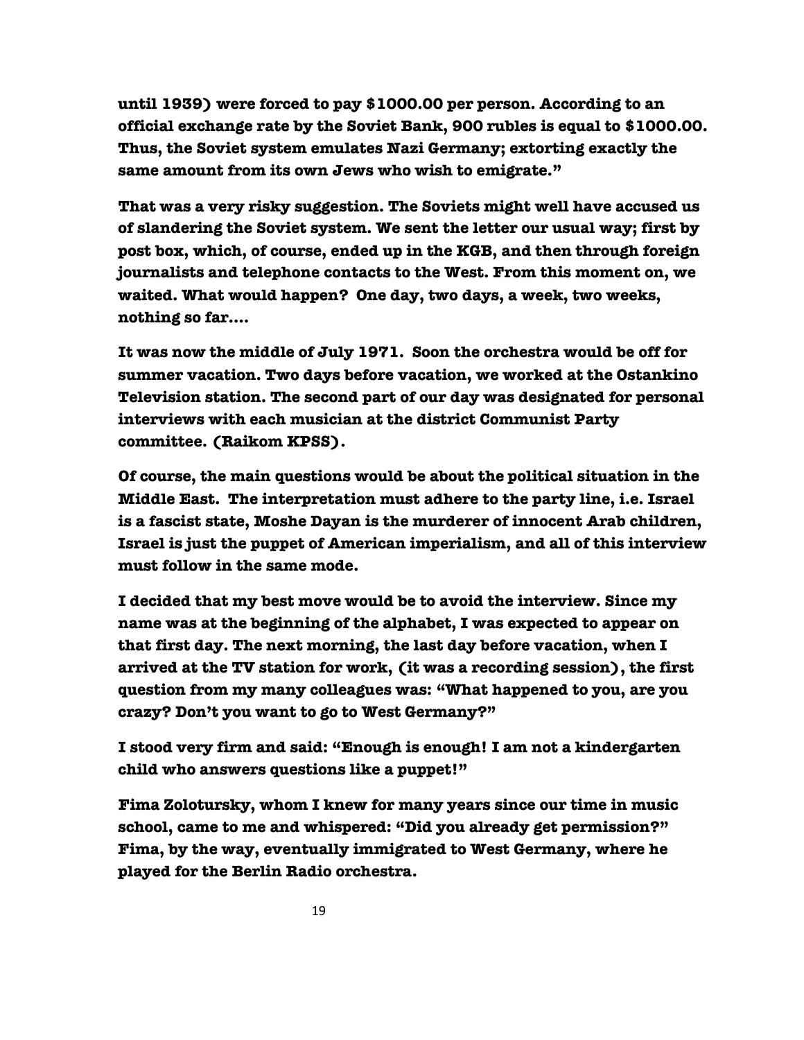**until 1939) were forced to pay $1000.00 per person. According to an official exchange rate by the Soviet Bank, 900 rubles is equal to $1000.00. Thus, the Soviet system emulates Nazi Germany; extorting exactly the same amount from its own Jews who wish to emigrate."**

**That was a very risky suggestion. The Soviets might well have accused us of slandering the Soviet system. We sent the letter our usual way; first by post box, which, of course, ended up in the KGB, and then through foreign journalists and telephone contacts to the West. From this moment on, we waited. What would happen? One day, two days, a week, two weeks, nothing so far....**

**It was now the middle of July 1971. Soon the orchestra would be off for summer vacation. Two days before vacation, we worked at the Ostankino Television station. The second part of our day was designated for personal interviews with each musician at the district Communist Party committee. (Raikom KPSS).**

**Of course, the main questions would be about the political situation in the Middle East. The interpretation must adhere to the party line, i.e. Israel is a fascist state, Moshe Dayan is the murderer of innocent Arab children, Israel is just the puppet of American imperialism, and all of this interview must follow in the same mode.**

**I decided that my best move would be to avoid the interview. Since my name was at the beginning of the alphabet, I was expected to appear on that first day. The next morning, the last day before vacation, when I arrived at the TV station for work, (it was a recording session), the first question from my many colleagues was: "What happened to you, are you crazy? Don't you want to go to West Germany?"**

**I stood very firm and said: "Enough is enough! I am not a kindergarten child who answers questions like a puppet!"**

**Fima Zoloturskу, whom I knew for many years since our time in music school, came to me and whispered: "Did you already get permission?" Fima, by the way, eventually immigrated to West Germany, where he played for the Berlin Radio orchestra.**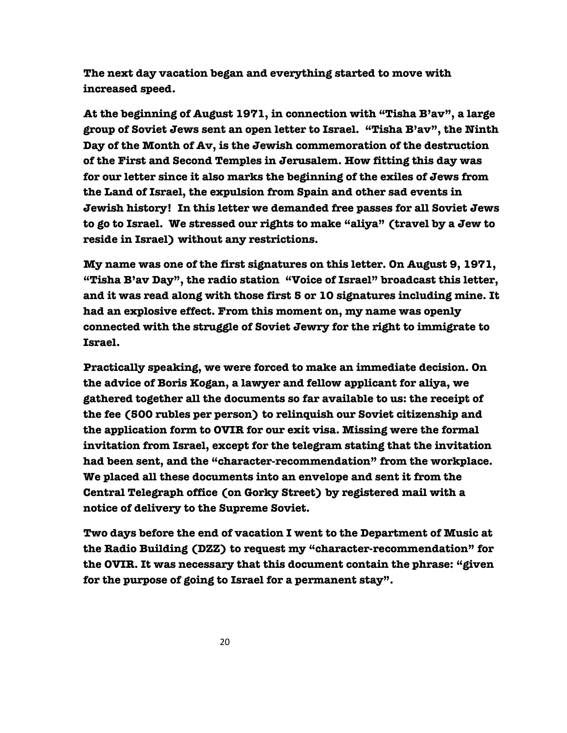The next day vacation began and everything started to move with increased speed.

At the beginning of August 1971, in connection with "Tisha B'av", a large group of Soviet Jews sent an open letter to Israel. "Tisha B'av", the Ninth Day of the Month of Av, is the Jewish commemoration of the destruction of the First and Second Temples in Jerusalem. How fitting this day was for our letter since it also marks the beginning of the exiles of Jews from the Land of Israel, the expulsion from Spain and other sad events in Jewish history! In this letter we demanded free passes for all Soviet Jews to go to Israel. We stressed our rights to make "aliya" (travel by a Jew to reside in Israel) without any restrictions.

My name was one of the first signatures on this letter. On August 9, 1971, "Tisha B'av Day", the radio station "Voice of Israel" broadcast this letter, and it was read along with those first 5 or 10 signatures including mine. It had an explosive effect. From this moment on, my name was openly connected with the struggle of Soviet Jewry for the right to immigrate to Israel.

Practically speaking, we were forced to make an immediate decision. On the advice of Boris Kogan, a lawyer and fellow applicant for aliya, we gathered together all the documents so far available to us: the receipt of the fee (500 rubles per person) to relinquish our Soviet citizenship and the application form to OVIR for our exit visa. Missing were the formal invitation from Israel, except for the telegram stating that the invitation had been sent, and the "character-recommendation" from the workplace. We placed all these documents into an envelope and sent it from the Central Telegraph office (on Gorky Street) by registered mail with a notice of delivery to the Supreme Soviet.

Two days before the end of vacation I went to the Department of Music at the Radio Building (DZZ) to request my "character-recommendation" for the OVIR. It was necessary that this document contain the phrase: "given for the purpose of going to Israel for a permanent stay".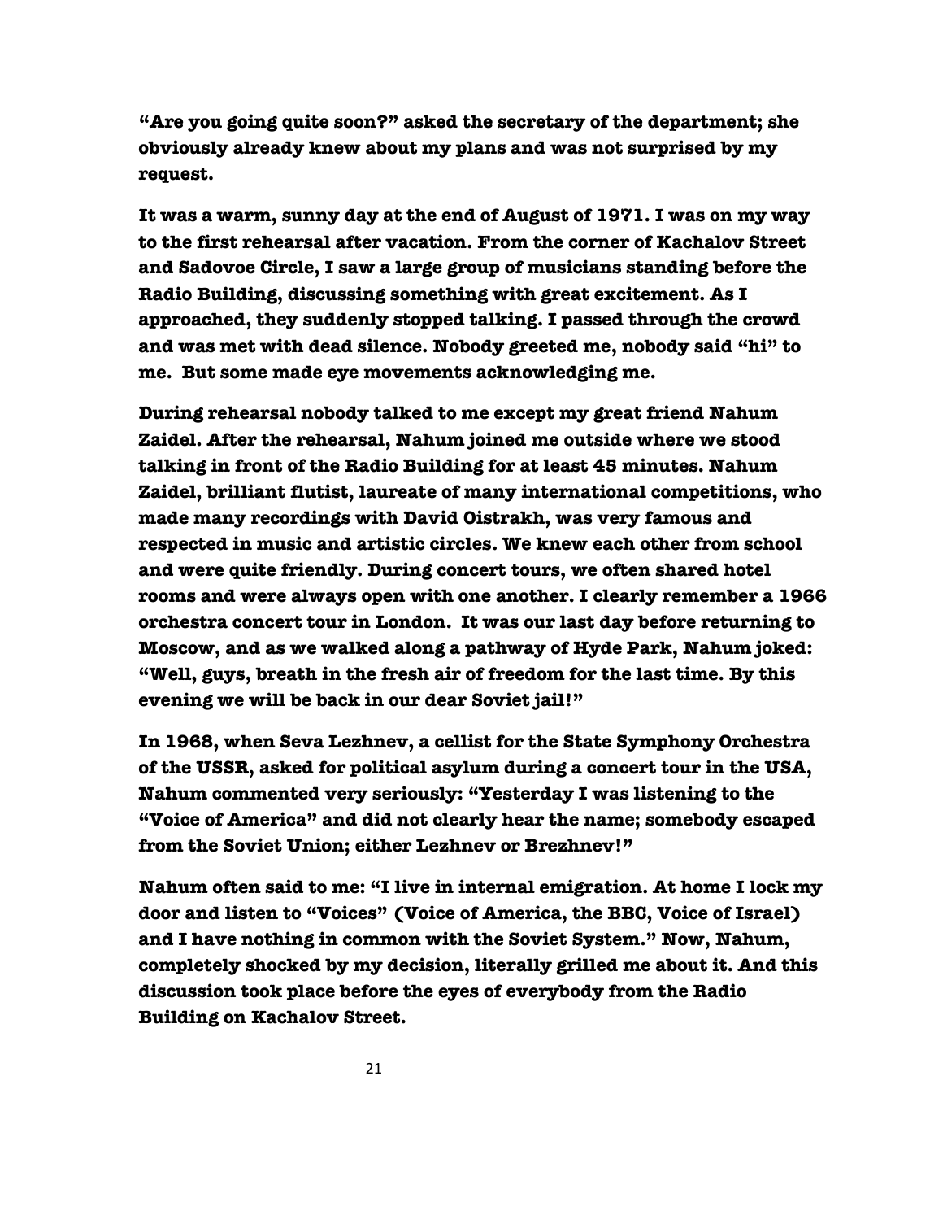"Are you going quite soon?" asked the secretary of the department; she obviously already knew about my plans and was not surprised by my request.

It was a warm, sunny day at the end of August of 1971. I was on my way to the first rehearsal after vacation. From the corner of Kachalov Street and Sadovoe Circle, I saw a large group of musicians standing before the Radio Building, discussing something with great excitement. As I approached, they suddenly stopped talking. I passed through the crowd and was met with dead silence. Nobody greeted me, nobody said "hi" to me. But some made eye movements acknowledging me.

During rehearsal nobody talked to me except my great friend Nahum Zaidel. After the rehearsal, Nahum joined me outside where we stood talking in front of the Radio Building for at least 45 minutes. Nahum Zaidel, brilliant flutist, laureate of many international competitions, who made many recordings with David Oistrakh, was very famous and respected in music and artistic circles. We knew each other from school and were quite friendly. During concert tours, we often shared hotel rooms and were always open with one another. I clearly remember a 1966 orchestra concert tour in London. It was our last day before returning to Moscow, and as we walked along a pathway of Hyde Park, Nahum joked: "Well, guys, breath in the fresh air of freedom for the last time. By this evening we will be back in our dear Soviet jail!"

In 1968, when Seva Lezhnev, a cellist for the State Symphony Orchestra of the USSR, asked for political asylum during a concert tour in the USA, Nahum commented very seriously: "Yesterday I was listening to the "Voice of America" and did not clearly hear the name; somebody escaped from the Soviet Union; either Lezhnev or Brezhnev!"

Nahum often said to me: "I live in internal emigration. At home I lock my door and listen to "Voices" (Voice of America, the BBC, Voice of Israel) and I have nothing in common with the Soviet System." Now, Nahum, completely shocked by my decision, literally grilled me about it. And this discussion took place before the eyes of everybody from the Radio Building on Kachalov Street.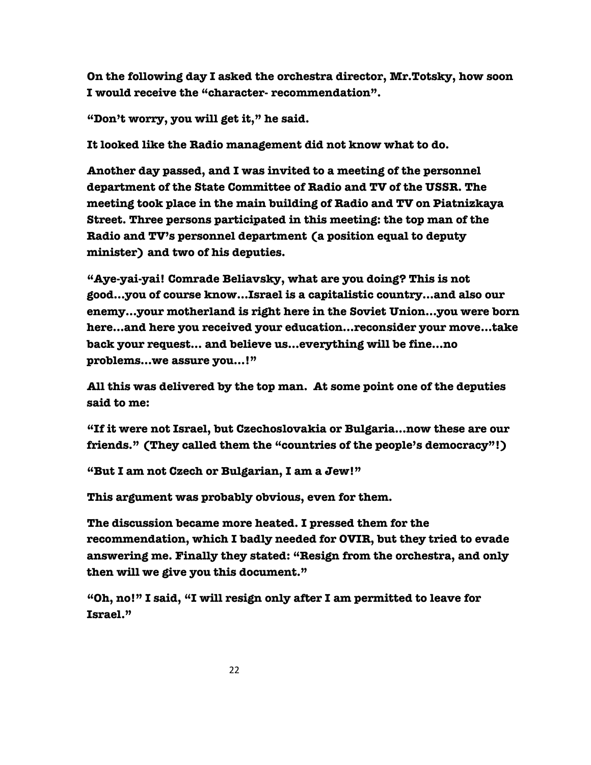On the following day I asked the orchestra director, Mr.Totsky, how soon I would receive the "character- recommendation".

"Don't worry, you will get it," he said.

It looked like the Radio management did not know what to do.

Another day passed, and I was invited to a meeting of the personnel department of the State Committee of Radio and TV of the USSR. The meeting took place in the main building of Radio and TV on Piatnizkaya Street. Three persons participated in this meeting: the top man of the Radio and TV's personnel department (a position equal to deputy minister) and two of his deputies.

"Aye-yai-yai! Comrade Beliavsky, what are you doing? This is not good…you of course know…Israel is a capitalistic country…and also our enemy…your motherland is right here in the Soviet Union…you were born here…and here you received your education…reconsider your move…take back your request… and believe us…everything will be fine…no problems…we assure you…!"

All this was delivered by the top man. At some point one of the deputies said to me:

"If it were not Israel, but Czechoslovakia or Bulgaria…now these are our friends." (They called them the "countries of the people's democracy"!)

"But I am not Czech or Bulgarian, I am a Jew!"

This argument was probably obvious, even for them.

The discussion became more heated. I pressed them for the recommendation, which I badly needed for OVIR, but they tried to evade answering me. Finally they stated: "Resign from the orchestra, and only then will we give you this document."

"Oh, no!" I said, "I will resign only after I am permitted to leave for Israel."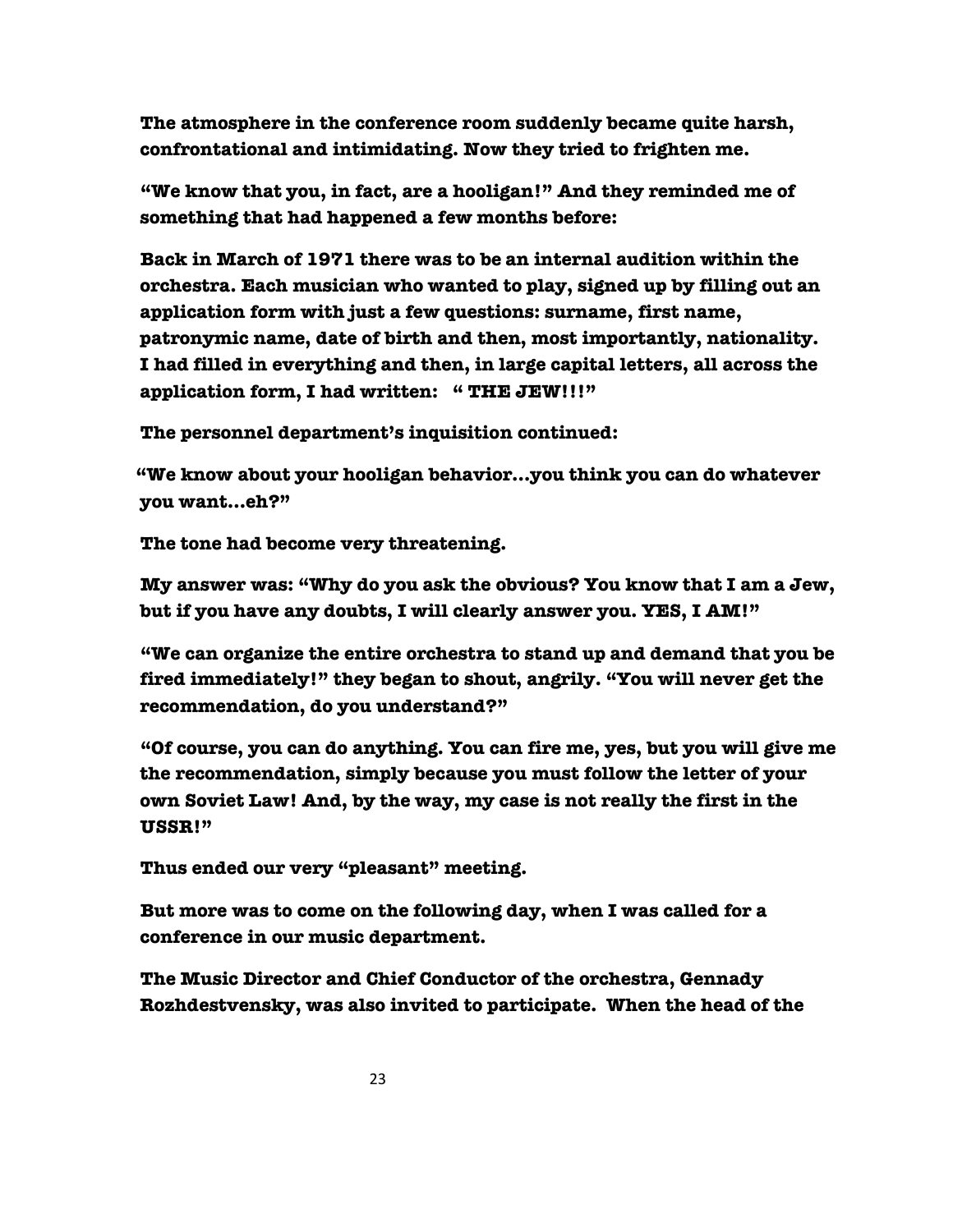**The atmosphere in the conference room suddenly became quite harsh, confrontational and intimidating. Now they tried to frighten me.**

**"We know that you, in fact, are a hooligan!" And they reminded me of something that had happened a few months before:**

**Back in March of 1971 there was to be an internal audition within the orchestra. Each musician who wanted to play, signed up by filling out an application form with just a few questions: surname, first name, patronymic name, date of birth and then, most importantly, nationality. I had filled in everything and then, in large capital letters, all across the application form, I had written: " THE JEW!!!"**

**The personnel department's inquisition continued:**

**"We know about your hooligan behavior…you think you can do whatever you want…eh?"**

**The tone had become very threatening.**

**My answer was: "Why do you ask the obvious? You know that I am a Jew, but if you have any doubts, I will clearly answer you. YES, I AM!"**

**"We can organize the entire orchestra to stand up and demand that you be fired immediately!" they began to shout, angrily. "You will never get the recommendation, do you understand?"**

**"Of course, you can do anything. You can fire me, yes, but you will give me the recommendation, simply because you must follow the letter of your own Soviet Law! And, by the way, my case is not really the first in the USSR!"**

**Thus ended our very "pleasant" meeting.**

**But more was to come on the following day, when I was called for a conference in our music department.**

**The Music Director and Chief Conductor of the orchestra, Gennady Rozhdestvensky, was also invited to participate. When the head of the**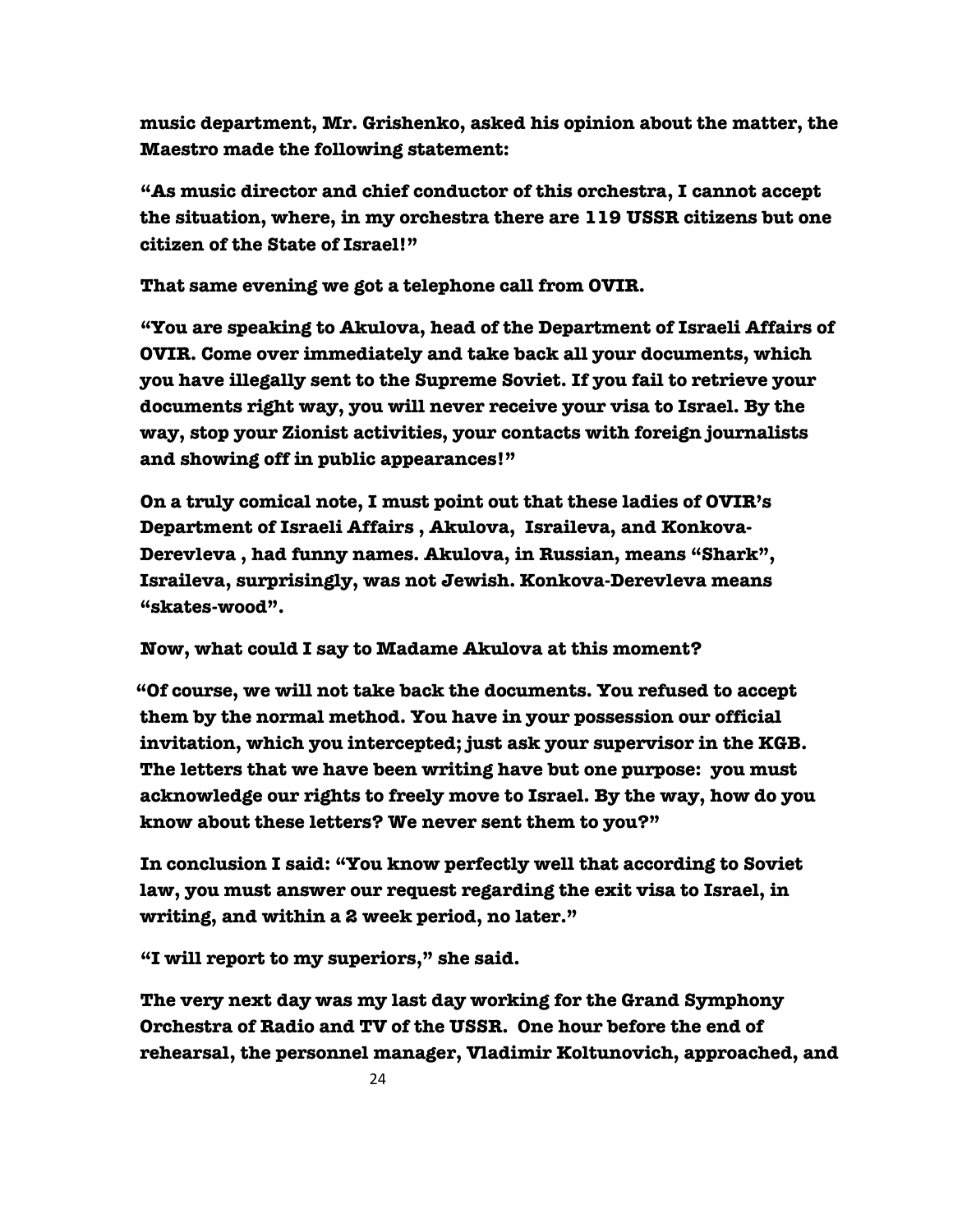music department, Mr. Grishenko, asked his opinion about the matter, the Maestro made the following statement:

"As music director and chief conductor of this orchestra, I cannot accept the situation, where, in my orchestra there are 119 USSR citizens but one citizen of the State of Israel!"

That same evening we got a telephone call from OVIR.

"You are speaking to Akulova, head of the Department of Israeli Affairs of OVIR. Come over immediately and take back all your documents, which you have illegally sent to the Supreme Soviet. If you fail to retrieve your documents right way, you will never receive your visa to Israel. By the way, stop your Zionist activities, your contacts with foreign journalists and showing off in public appearances!"

On a truly comical note, I must point out that these ladies of OVIR's Department of Israeli Affairs , Akulova, Israileva, and Konkova-Derevleva , had funny names. Akulova, in Russian, means "Shark", Israileva, surprisingly, was not Jewish. Konkova-Derevleva means "skates-wood".

Now, what could I say to Madame Akulova at this moment?

"Of course, we will not take back the documents. You refused to accept them by the normal method. You have in your possession our official invitation, which you intercepted; just ask your supervisor in the KGB. The letters that we have been writing have but one purpose: you must acknowledge our rights to freely move to Israel. By the way, how do you know about these letters? We never sent them to you?"

In conclusion I said: "You know perfectly well that according to Soviet law, you must answer our request regarding the exit visa to Israel, in writing, and within a 2 week period, no later."

"I will report to my superiors," she said.

The very next day was my last day working for the Grand Symphony Orchestra of Radio and TV of the USSR. One hour before the end of rehearsal, the personnel manager, Vladimir Koltunovich, approached, and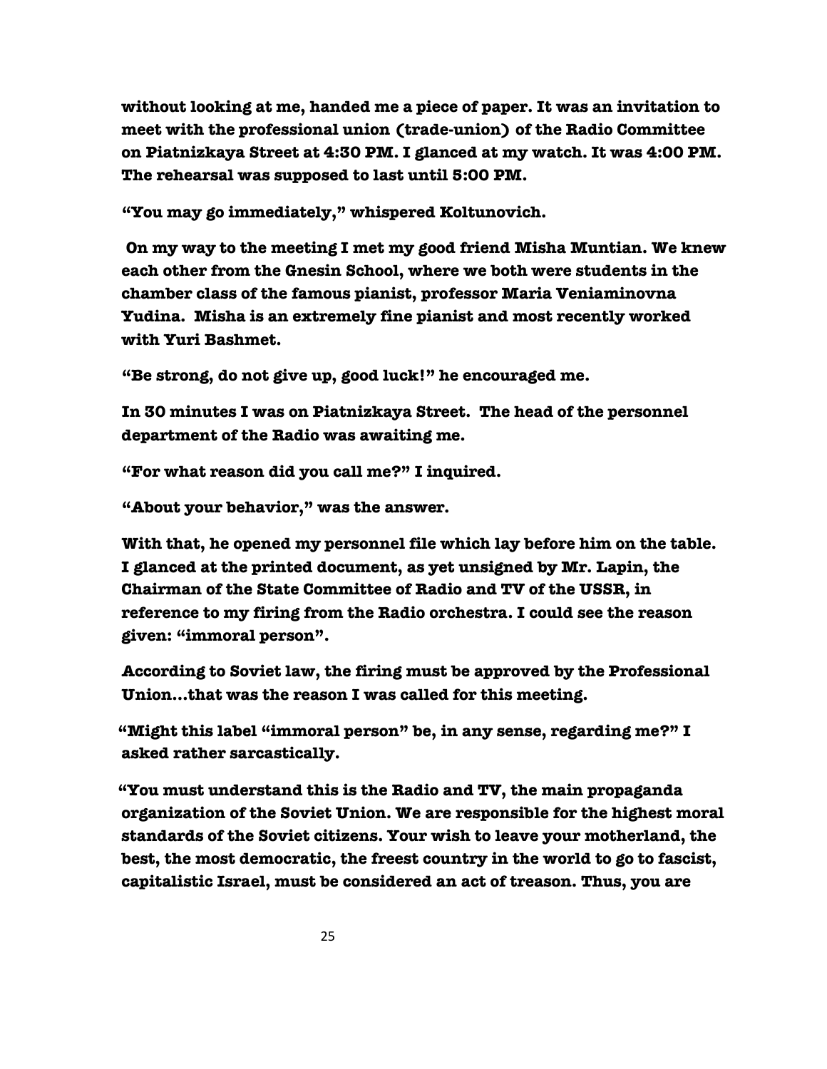**without looking at me, handed me a piece of paper. It was an invitation to meet with the professional union (trade-union) of the Radio Committee on Piatnizkaya Street at 4:30 PM. I glanced at my watch. It was 4:00 PM. The rehearsal was supposed to last until 5:00 PM.**

**"You may go immediately," whispered Koltunovich.**

**On my way to the meeting I met my good friend Misha Muntian. We knew each other from the Gnesin School, where we both were students in the chamber class of the famous pianist, professor Maria Veniaminovna Yudina. Misha is an extremely fine pianist and most recently worked with Yuri Bashmet.**

**"Be strong, do not give up, good luck!" he encouraged me.**

**In 30 minutes I was on Piatnizkaya Street. The head of the personnel department of the Radio was awaiting me.**

**"For what reason did you call me?" I inquired.**

**"About your behavior," was the answer.**

**With that, he opened my personnel file which lay before him on the table. I glanced at the printed document, as yet unsigned by Mr. Lapin, the Chairman of the State Committee of Radio and TV of the USSR, in reference to my firing from the Radio orchestra. I could see the reason given: "immoral person".**

**According to Soviet law, the firing must be approved by the Professional Union…that was the reason I was called for this meeting.**

**"Might this label "immoral person" be, in any sense, regarding me?" I asked rather sarcastically.**

**"You must understand this is the Radio and TV, the main propaganda organization of the Soviet Union. We are responsible for the highest moral standards of the Soviet citizens. Your wish to leave your motherland, the best, the most democratic, the freest country in the world to go to fascist, capitalistic Israel, must be considered an act of treason. Thus, you are**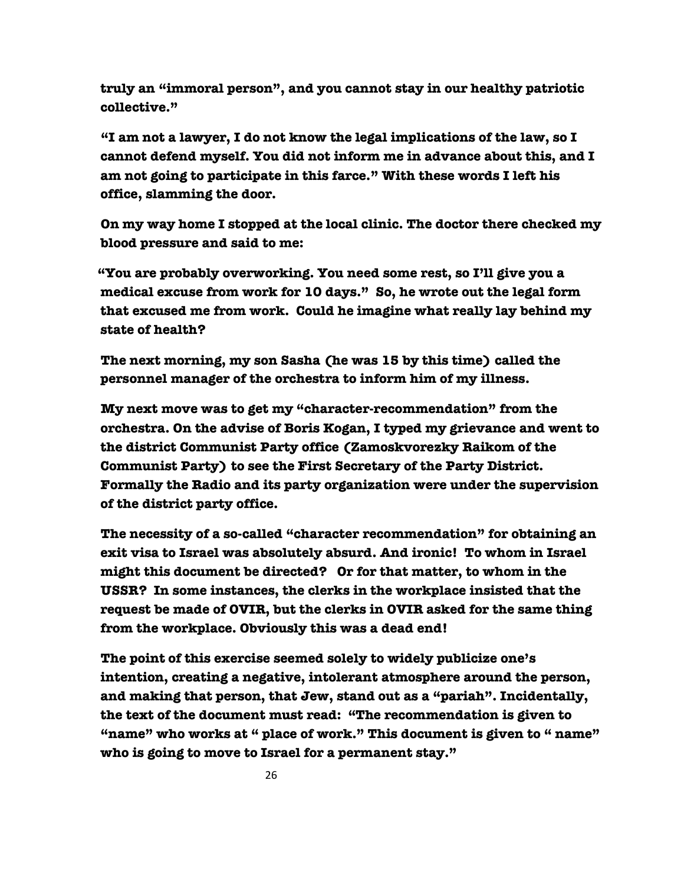truly an "immoral person", and you cannot stay in our healthy patriotic collective."

"I am not a lawyer, I do not know the legal implications of the law, so I cannot defend myself. You did not inform me in advance about this, and I am not going to participate in this farce." With these words I left his office, slamming the door.

On my way home I stopped at the local clinic. The doctor there checked my blood pressure and said to me:

"You are probably overworking. You need some rest, so I'll give you a medical excuse from work for 10 days." So, he wrote out the legal form that excused me from work. Could he imagine what really lay behind my state of health?

The next morning, my son Sasha (he was 15 by this time) called the personnel manager of the orchestra to inform him of my illness.

My next move was to get my "character-recommendation" from the orchestra. On the advise of Boris Kogan, I typed my grievance and went to the district Communist Party office (Zamoskvorezky Raikom of the Communist Party) to see the First Secretary of the Party District. Formally the Radio and its party organization were under the supervision of the district party office.

The necessity of a so-called "character recommendation" for obtaining an exit visa to Israel was absolutely absurd. And ironic! To whom in Israel might this document be directed? Or for that matter, to whom in the USSR? In some instances, the clerks in the workplace insisted that the request be made of OVIR, but the clerks in OVIR asked for the same thing from the workplace. Obviously this was a dead end!

The point of this exercise seemed solely to widely publicize one's intention, creating a negative, intolerant atmosphere around the person, and making that person, that Jew, stand out as a "pariah". Incidentally, the text of the document must read: "The recommendation is given to "name" who works at " place of work." This document is given to " name" who is going to move to Israel for a permanent stay."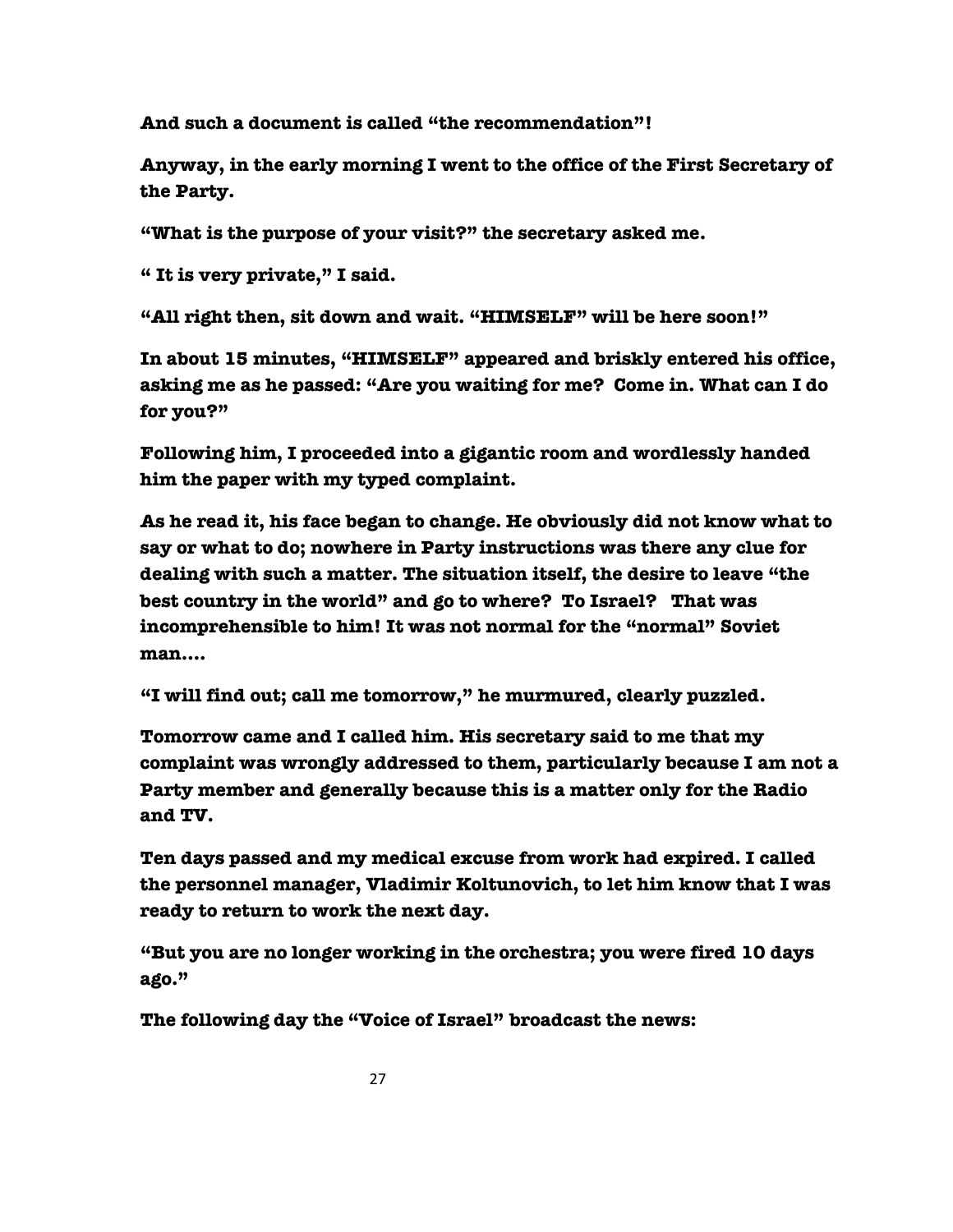**And such a document is called "the recommendation"!**

**Anyway, in the early morning I went to the office of the First Secretary of the Party.**

**"What is the purpose of your visit?" the secretary asked me.**

**" It is very private," I said.**

**"All right then, sit down and wait. "HIMSELF" will be here soon!"**

**In about 15 minutes, "HIMSELF" appeared and briskly entered his office, asking me as he passed: "Are you waiting for me? Come in. What can I do for you?"**

**Following him, I proceeded into a gigantic room and wordlessly handed him the paper with my typed complaint.**

**As he read it, his face began to change. He obviously did not know what to say or what to do; nowhere in Party instructions was there any clue for dealing with such a matter. The situation itself, the desire to leave "the best country in the world" and go to where? To Israel? That was incomprehensible to him! It was not normal for the "normal" Soviet man....**

**"I will find out; call me tomorrow," he murmured, clearly puzzled.**

**Tomorrow came and I called him. His secretary said to me that my complaint was wrongly addressed to them, particularly because I am not a Party member and generally because this is a matter only for the Radio and TV.**

**Ten days passed and my medical excuse from work had expired. I called the personnel manager, Vladimir Koltunovich, to let him know that I was ready to return to work the next day.**

**"But you are no longer working in the orchestra; you were fired 10 days ago."**

**The following day the "Voice of Israel" broadcast the news:**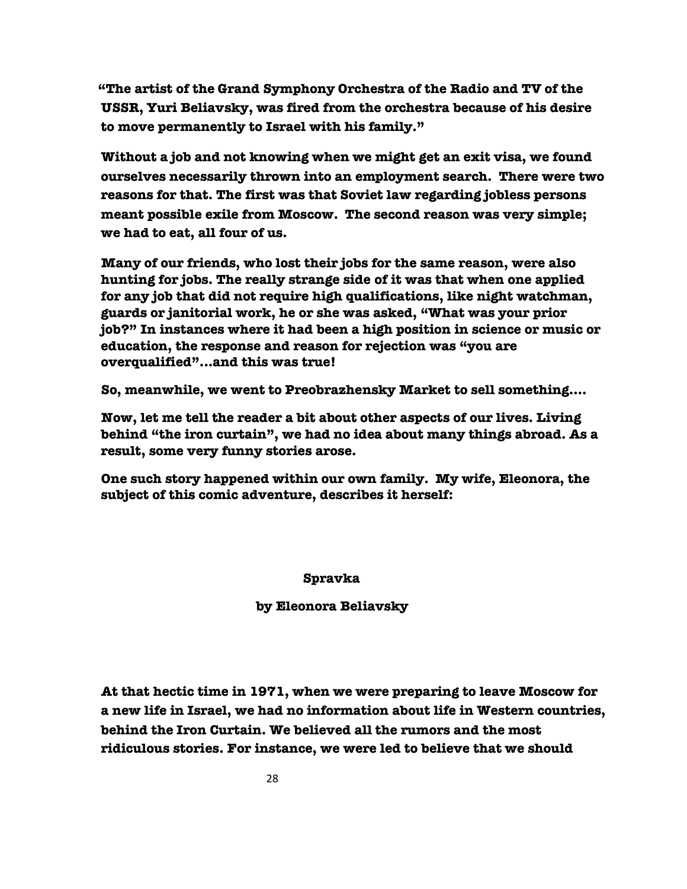**"The artist of the Grand Symphony Orchestra of the Radio and TV of the USSR, Yuri Beliavsky, was fired from the orchestra because of his desire to move permanently to Israel with his family."**

**Without a job and not knowing when we might get an exit visa, we found ourselves necessarily thrown into an employment search. There were two reasons for that. The first was that Soviet law regarding jobless persons meant possible exile from Moscow. The second reason was very simple; we had to eat, all four of us.**

**Many of our friends, who lost their jobs for the same reason, were also hunting for jobs. The really strange side of it was that when one applied for any job that did not require high qualifications, like night watchman, guards or janitorial work, he or she was asked, "What was your prior job?" In instances where it had been a high position in science or music or education, the response and reason for rejection was "you are overqualified"…and this was true!**

**So, meanwhile, we went to Preobrazhensky Market to sell something….**

**Now, let me tell the reader a bit about other aspects of our lives. Living behind "the iron curtain", we had no idea about many things abroad. As a result, some very funny stories arose.**

**One such story happened within our own family. My wife, Eleonora, the subject of this comic adventure, describes it herself:**

## Spravka

### by Eleonora Beliavsky

**At that hectic time in 1971, when we were preparing to leave Moscow for a new life in Israel, we had no information about life in Western countries, behind the Iron Curtain. We believed all the rumors and the most ridiculous stories. For instance, we were led to believe that we should**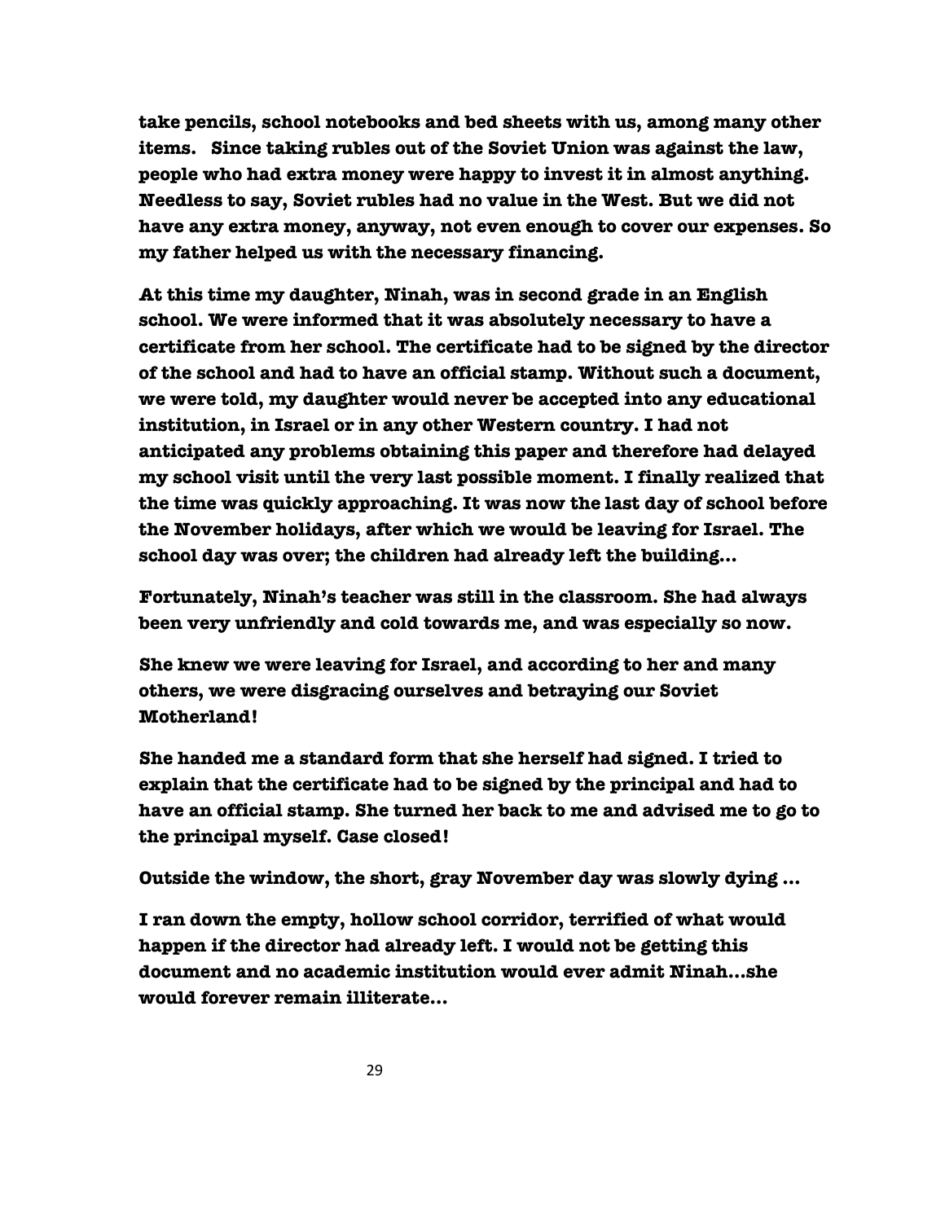take pencils, school notebooks and bed sheets with us, among many other items. Since taking rubles out of the Soviet Union was against the law, people who had extra money were happy to invest it in almost anything. Needless to say, Soviet rubles had no value in the West. But we did not have any extra money, anyway, not even enough to cover our expenses. So my father helped us with the necessary financing.

At this time my daughter, Ninah, was in second grade in an English school. We were informed that it was absolutely necessary to have a certificate from her school. The certificate had to be signed by the director of the school and had to have an official stamp. Without such a document, we were told, my daughter would never be accepted into any educational institution, in Israel or in any other Western country. I had not anticipated any problems obtaining this paper and therefore had delayed my school visit until the very last possible moment. I finally realized that the time was quickly approaching. It was now the last day of school before the November holidays, after which we would be leaving for Israel. The school day was over; the children had already left the building…

Fortunately, Ninah's teacher was still in the classroom. She had always been very unfriendly and cold towards me, and was especially so now.

She knew we were leaving for Israel, and according to her and many others, we were disgracing ourselves and betraying our Soviet Motherland!

She handed me a standard form that she herself had signed. I tried to explain that the certificate had to be signed by the principal and had to have an official stamp. She turned her back to me and advised me to go to the principal myself. Case closed!

Outside the window, the short, gray November day was slowly dying …

I ran down the empty, hollow school corridor, terrified of what would happen if the director had already left. I would not be getting this document and no academic institution would ever admit Ninah…she would forever remain illiterate…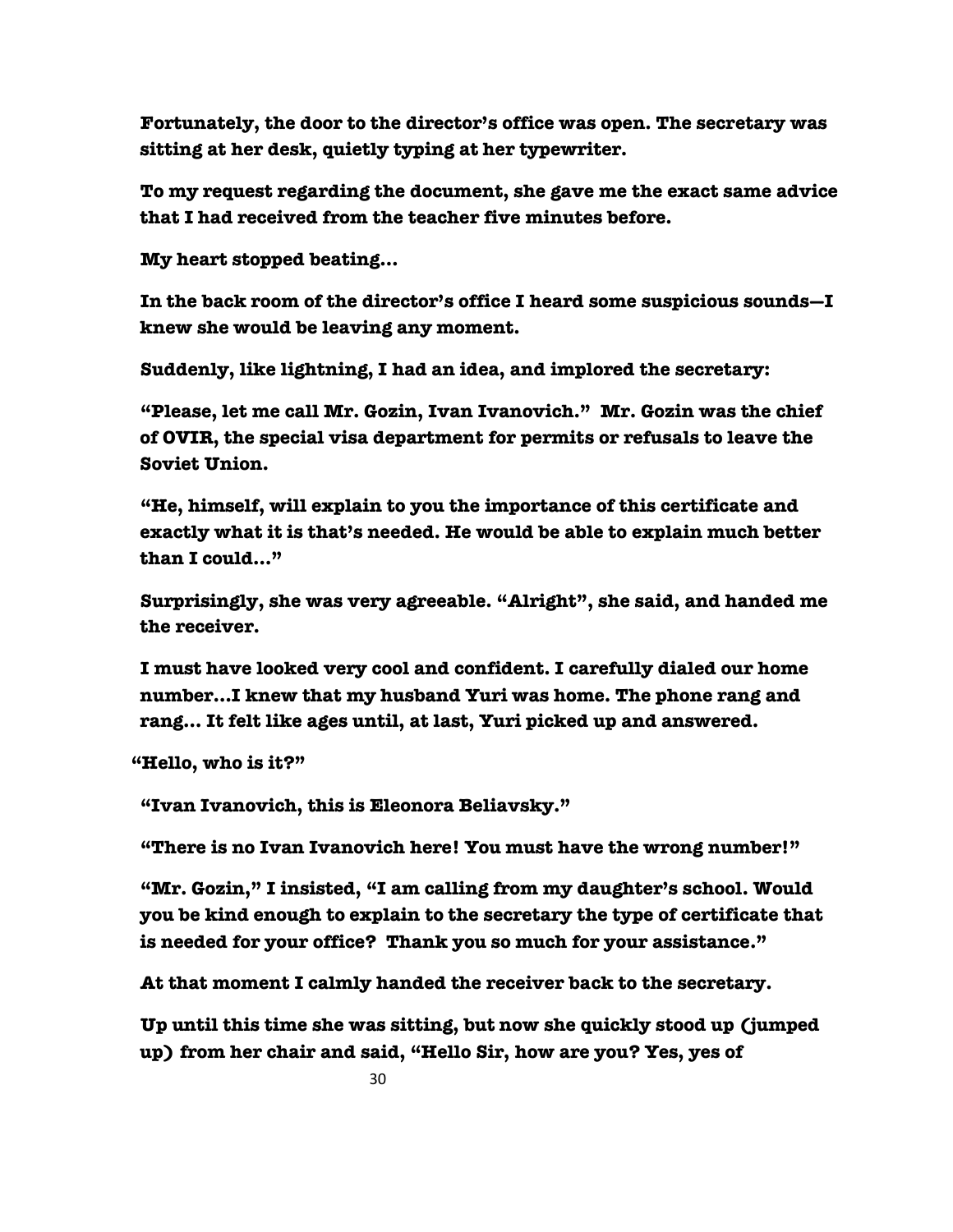**Fortunately, the door to the director's office was open. The secretary was sitting at her desk, quietly typing at her typewriter.**

**To my request regarding the document, she gave me the exact same advice that I had received from the teacher five minutes before.**

**My heart stopped beating...**

**In the back room of the director's office I heard some suspicious sounds—I knew she would be leaving any moment.**

**Suddenly, like lightning, I had an idea, and implored the secretary:**

**"Please, let me call Mr. Gozin, Ivan Ivanovich." Mr. Gozin was the chief of OVIR, the special visa department for permits or refusals to leave the Soviet Union.**

**"He, himself, will explain to you the importance of this certificate and exactly what it is that's needed. He would be able to explain much better than I could..."**

**Surprisingly, she was very agreeable. "Alright", she said, and handed me the receiver.**

**I must have looked very cool and confident. I carefully dialed our home number...I knew that my husband Yuri was home. The phone rang and rang... It felt like ages until, at last, Yuri picked up and answered.**

**"Hello, who is it?"**

**"Ivan Ivanovich, this is Eleonora Beliavsky."**

**"There is no Ivan Ivanovich here! You must have the wrong number!"**

**"Mr. Gozin," I insisted, "I am calling from my daughter's school. Would you be kind enough to explain to the secretary the type of certificate that is needed for your office? Thank you so much for your assistance."**

**At that moment I calmly handed the receiver back to the secretary.**

**Up until this time she was sitting, but now she quickly stood up (jumped up) from her chair and said, "Hello Sir, how are you? Yes, yes of**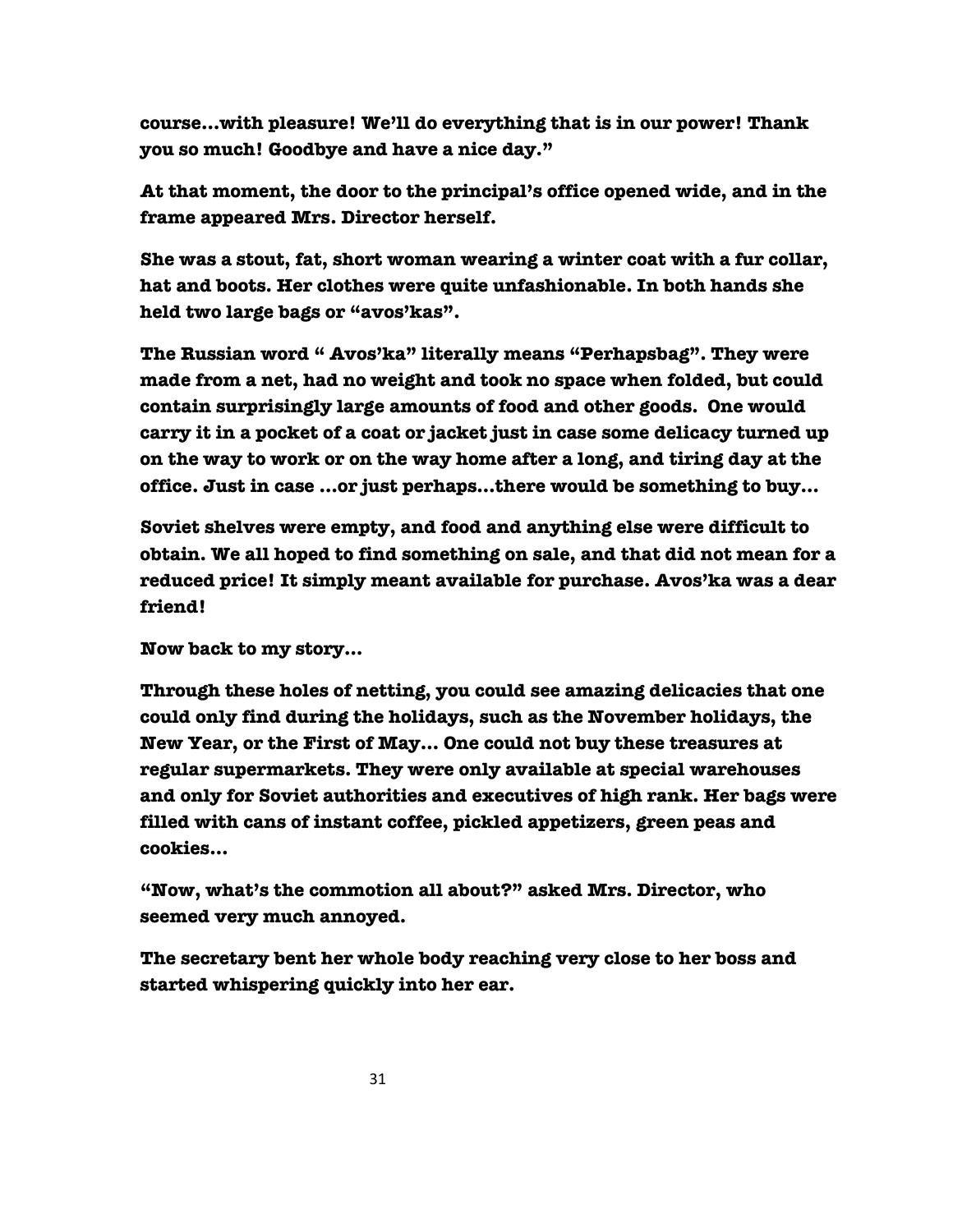**course…with pleasure! We'll do everything that is in our power! Thank you so much! Goodbye and have a nice day."**

**At that moment, the door to the principal's office opened wide, and in the frame appeared Mrs. Director herself.**

**She was a stout, fat, short woman wearing a winter coat with a fur collar, hat and boots. Her clothes were quite unfashionable. In both hands she held two large bags or "avos'kas".**

**The Russian word " Avos'ka" literally means "Perhapsbag". They were made from a net, had no weight and took no space when folded, but could contain surprisingly large amounts of food and other goods. One would carry it in a pocket of a coat or jacket just in case some delicacy turned up on the way to work or on the way home after a long, and tiring day at the office. Just in case …or just perhaps…there would be something to buy…**

**Soviet shelves were empty, and food and anything else were difficult to obtain. We all hoped to find something on sale, and that did not mean for a reduced price! It simply meant available for purchase. Avos'ka was a dear friend!**

**Now back to my story…**

**Through these holes of netting, you could see amazing delicacies that one could only find during the holidays, such as the November holidays, the New Year, or the First of May… One could not buy these treasures at regular supermarkets. They were only available at special warehouses and only for Soviet authorities and executives of high rank. Her bags were filled with cans of instant coffee, pickled appetizers, green peas and cookies…**

**"Now, what's the commotion all about?" asked Mrs. Director, who seemed very much annoyed.**

**The secretary bent her whole body reaching very close to her boss and started whispering quickly into her ear.**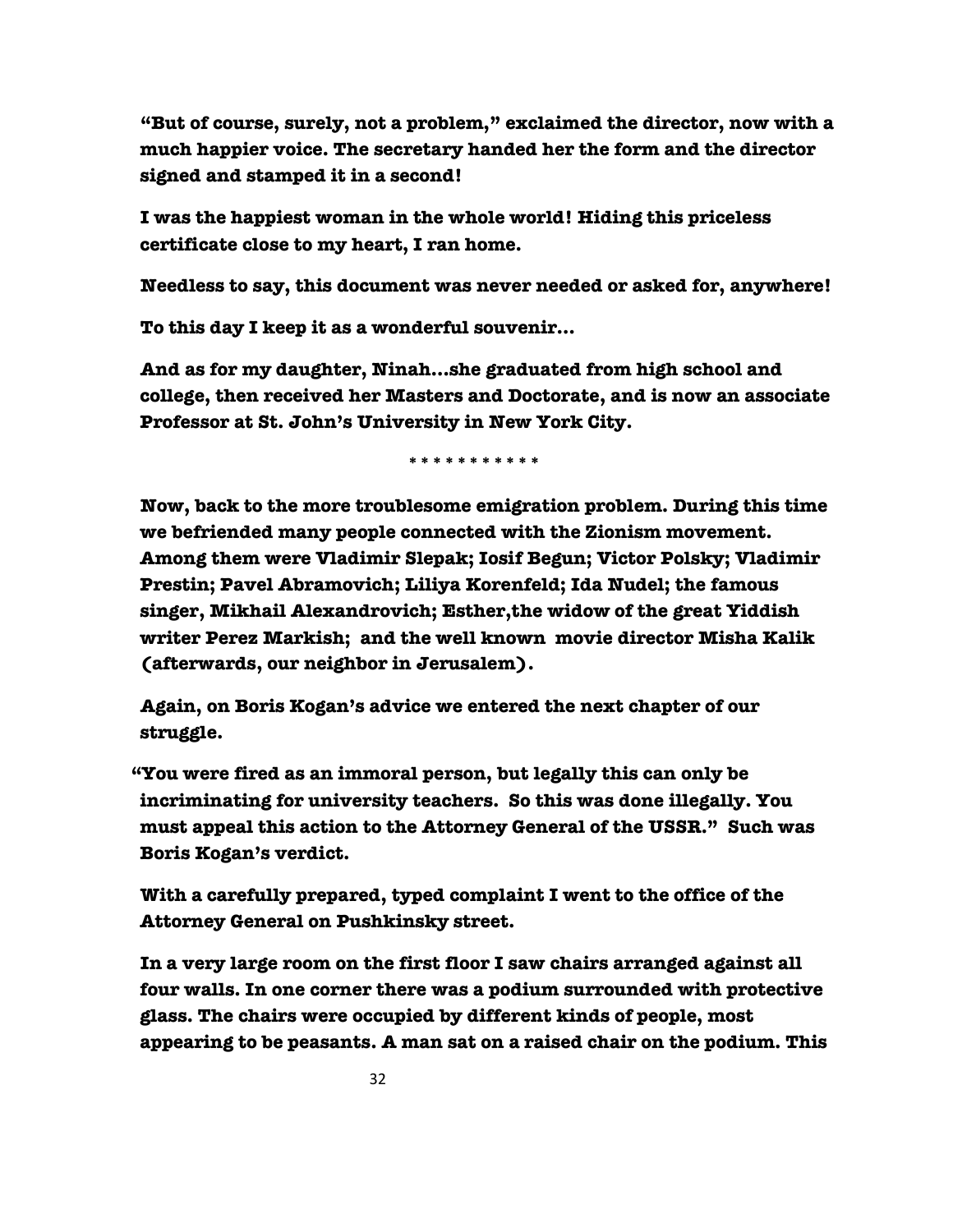**"But of course, surely, not a problem," exclaimed the director, now with a much happier voice. The secretary handed her the form and the director signed and stamped it in a second!**

**I was the happiest woman in the whole world! Hiding this priceless certificate close to my heart, I ran home.**

**Needless to say, this document was never needed or asked for, anywhere!**

**To this day I keep it as a wonderful souvenir…**

**And as for my daughter, Ninah…she graduated from high school and college, then received her Masters and Doctorate, and is now an associate Professor at St. John's University in New York City.**

\* \* \* \* \* \* \* \* \* \* \* \*

**Now, back to the more troublesome emigration problem. During this time we befriended many people connected with the Zionism movement. Among them were Vladimir Slepak; Iosif Begun; Victor Polsky; Vladimir Prestin; Pavel Abramovich; Liliya Korenfeld; Ida Nudel; the famous singer, Mikhail Alexandrovich; Esther,the widow of the great Yiddish writer Perez Markish; and the well known movie director Misha Kalik (afterwards, our neighbor in Jerusalem).**

**Again, on Boris Kogan's advice we entered the next chapter of our struggle.**

**"You were fired as an immoral person, but legally this can only be incriminating for university teachers. So this was done illegally. You must appeal this action to the Attorney General of the USSR." Such was Boris Kogan's verdict.**

**With a carefully prepared, typed complaint I went to the office of the Attorney General on Pushkinsky street.**

**In a very large room on the first floor I saw chairs arranged against all four walls. In one corner there was a podium surrounded with protective glass. The chairs were occupied by different kinds of people, most appearing to be peasants. A man sat on a raised chair on the podium. This**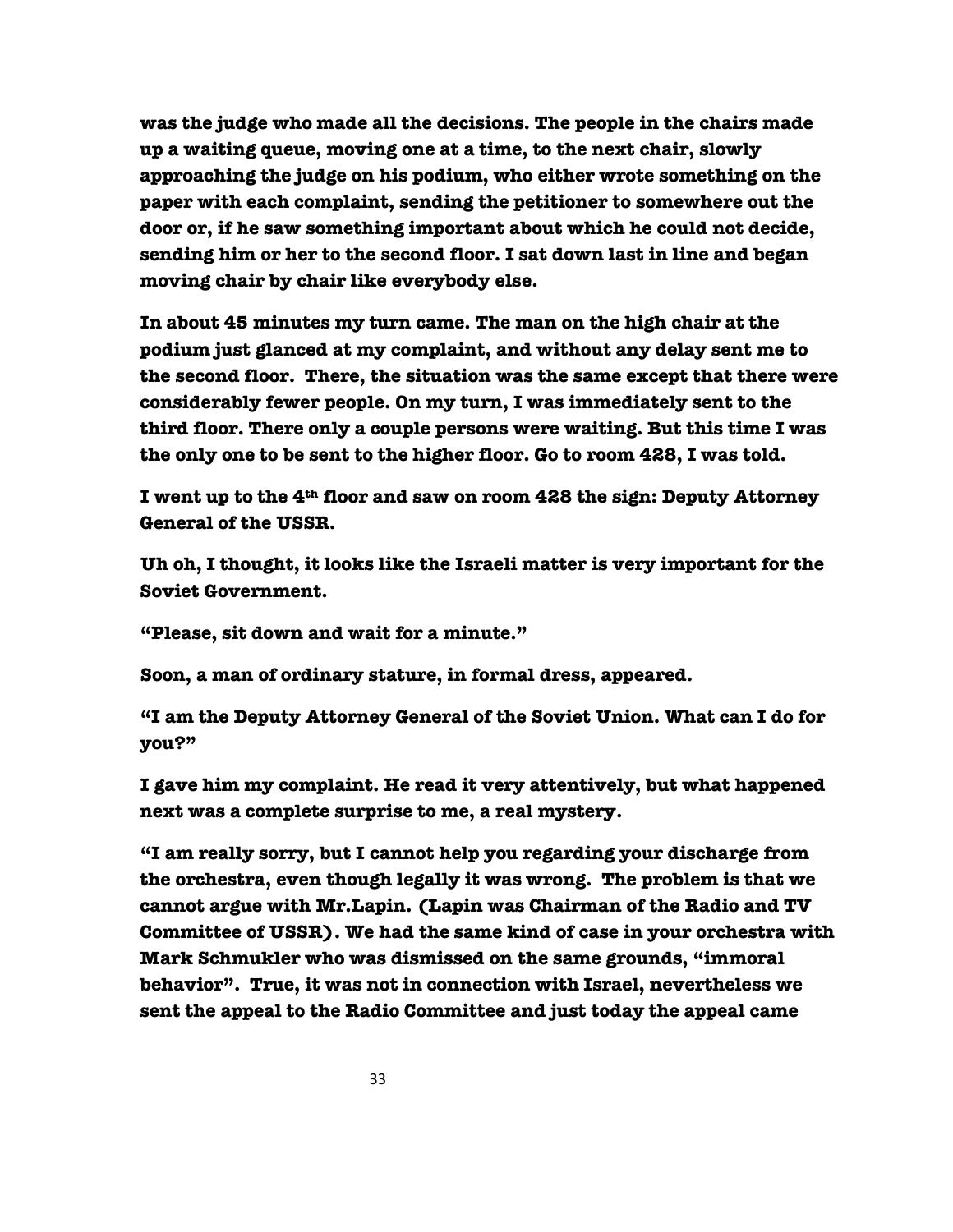**was the judge who made all the decisions. The people in the chairs made up a waiting queue, moving one at a time, to the next chair, slowly approaching the judge on his podium, who either wrote something on the paper with each complaint, sending the petitioner to somewhere out the door or, if he saw something important about which he could not decide, sending him or her to the second floor. I sat down last in line and began moving chair by chair like everybody else.**

**In about 45 minutes my turn came. The man on the high chair at the podium just glanced at my complaint, and without any delay sent me to the second floor. There, the situation was the same except that there were considerably fewer people. On my turn, I was immediately sent to the third floor. There only a couple persons were waiting. But this time I was the only one to be sent to the higher floor. Go to room 428, I was told.**

**I went up to the 4th floor and saw on room 428 the sign: Deputy Attorney General of the USSR.**

**Uh oh, I thought, it looks like the Israeli matter is very important for the Soviet Government.**

**"Please, sit down and wait for a minute."**

**Soon, a man of ordinary stature, in formal dress, appeared.**

**"I am the Deputy Attorney General of the Soviet Union. What can I do for you?"**

**I gave him my complaint. He read it very attentively, but what happened next was a complete surprise to me, a real mystery.**

**"I am really sorry, but I cannot help you regarding your discharge from the orchestra, even though legally it was wrong. The problem is that we cannot argue with Mr.Lapin. (Lapin was Chairman of the Radio and TV Committee of USSR). We had the same kind of case in your orchestra with Mark Schmukler who was dismissed on the same grounds, "immoral behavior". True, it was not in connection with Israel, nevertheless we sent the appeal to the Radio Committee and just today the appeal came**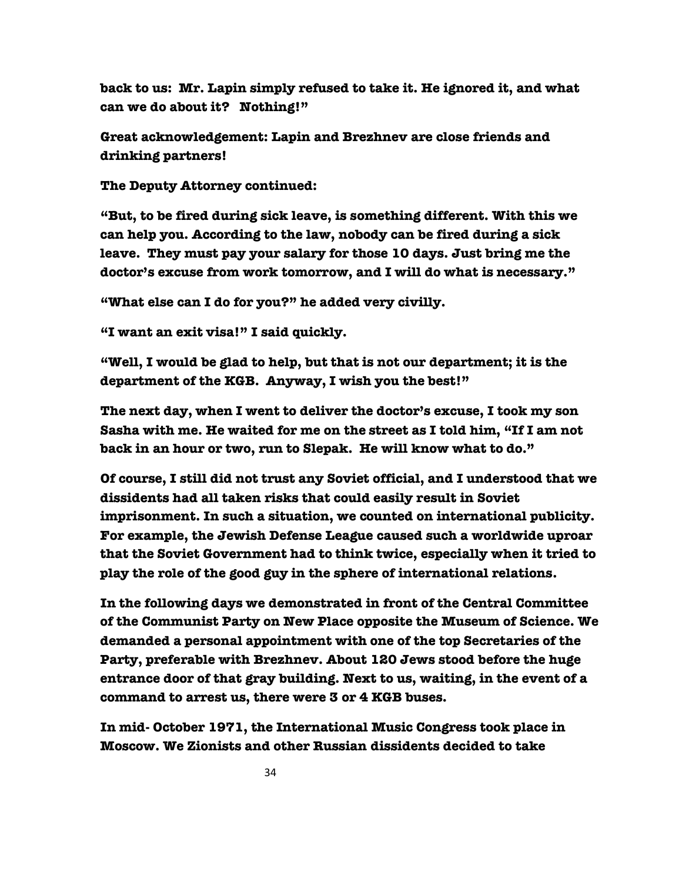**back to us: Mr. Lapin simply refused to take it. He ignored it, and what can we do about it? Nothing!"**

**Great acknowledgement: Lapin and Brezhnev are close friends and drinking partners!**

**The Deputy Attorney continued:**

**"But, to be fired during sick leave, is something different. With this we can help you. According to the law, nobody can be fired during a sick leave. They must pay your salary for those 10 days. Just bring me the doctor's excuse from work tomorrow, and I will do what is necessary."**

**"What else can I do for you?" he added very civilly.**

**"I want an exit visa!" I said quickly.**

**"Well, I would be glad to help, but that is not our department; it is the department of the KGB. Anyway, I wish you the best!"**

**The next day, when I went to deliver the doctor's excuse, I took my son Sasha with me. He waited for me on the street as I told him, "If I am not back in an hour or two, run to Slepak. He will know what to do."**

**Of course, I still did not trust any Soviet official, and I understood that we dissidents had all taken risks that could easily result in Soviet imprisonment. In such a situation, we counted on international publicity. For example, the Jewish Defense League caused such a worldwide uproar that the Soviet Government had to think twice, especially when it tried to play the role of the good guy in the sphere of international relations.**

**In the following days we demonstrated in front of the Central Committee of the Communist Party on New Place opposite the Museum of Science. We demanded a personal appointment with one of the top Secretaries of the Party, preferable with Brezhnev. About 120 Jews stood before the huge entrance door of that gray building. Next to us, waiting, in the event of a command to arrest us, there were 3 or 4 KGB buses.**

**In mid- October 1971, the International Music Congress took place in Moscow. We Zionists and other Russian dissidents decided to take**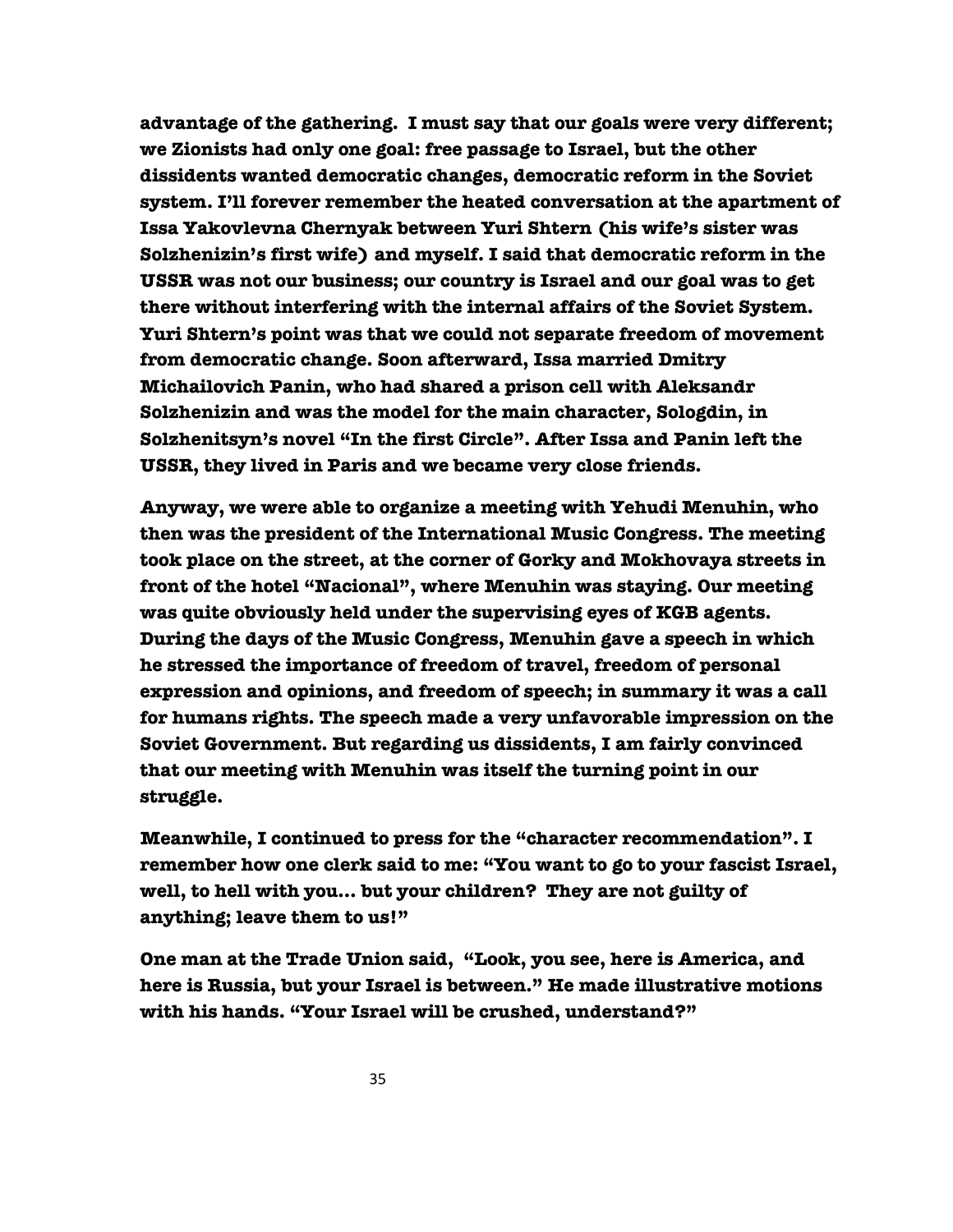**advantage of the gathering. I must say that our goals were very different; we Zionists had only one goal: free passage to Israel, but the other dissidents wanted democratic changes, democratic reform in the Soviet system. I'll forever remember the heated conversation at the apartment of Issa Yakovlevna Chernyak between Yuri Shtern (his wife's sister was Solzhenizin's first wife) and myself. I said that democratic reform in the USSR was not our business; our country is Israel and our goal was to get there without interfering with the internal affairs of the Soviet System. Yuri Shtern's point was that we could not separate freedom of movement from democratic change. Soon afterward, Issa married Dmitry Michailovich Panin, who had shared a prison cell with Aleksandr Solzhenizin and was the model for the main character, Sologdin, in Solzhenitsyn's novel "In the first Circle". After Issa and Panin left the USSR, they lived in Paris and we became very close friends.**

**Anyway, we were able to organize a meeting with Yehudi Menuhin, who then was the president of the International Music Congress. The meeting took place on the street, at the corner of Gorky and Mokhovaya streets in front of the hotel "Nacional", where Menuhin was staying. Our meeting was quite obviously held under the supervising eyes of KGB agents. During the days of the Music Congress, Menuhin gave a speech in which he stressed the importance of freedom of travel, freedom of personal expression and opinions, and freedom of speech; in summary it was a call for humans rights. The speech made a very unfavorable impression on the Soviet Government. But regarding us dissidents, I am fairly convinced that our meeting with Menuhin was itself the turning point in our struggle.**

**Meanwhile, I continued to press for the "character recommendation". I remember how one clerk said to me: "You want to go to your fascist Israel, well, to hell with you… but your children? They are not guilty of anything; leave them to us!"**

**One man at the Trade Union said, "Look, you see, here is America, and here is Russia, but your Israel is between." He made illustrative motions with his hands. "Your Israel will be crushed, understand?"**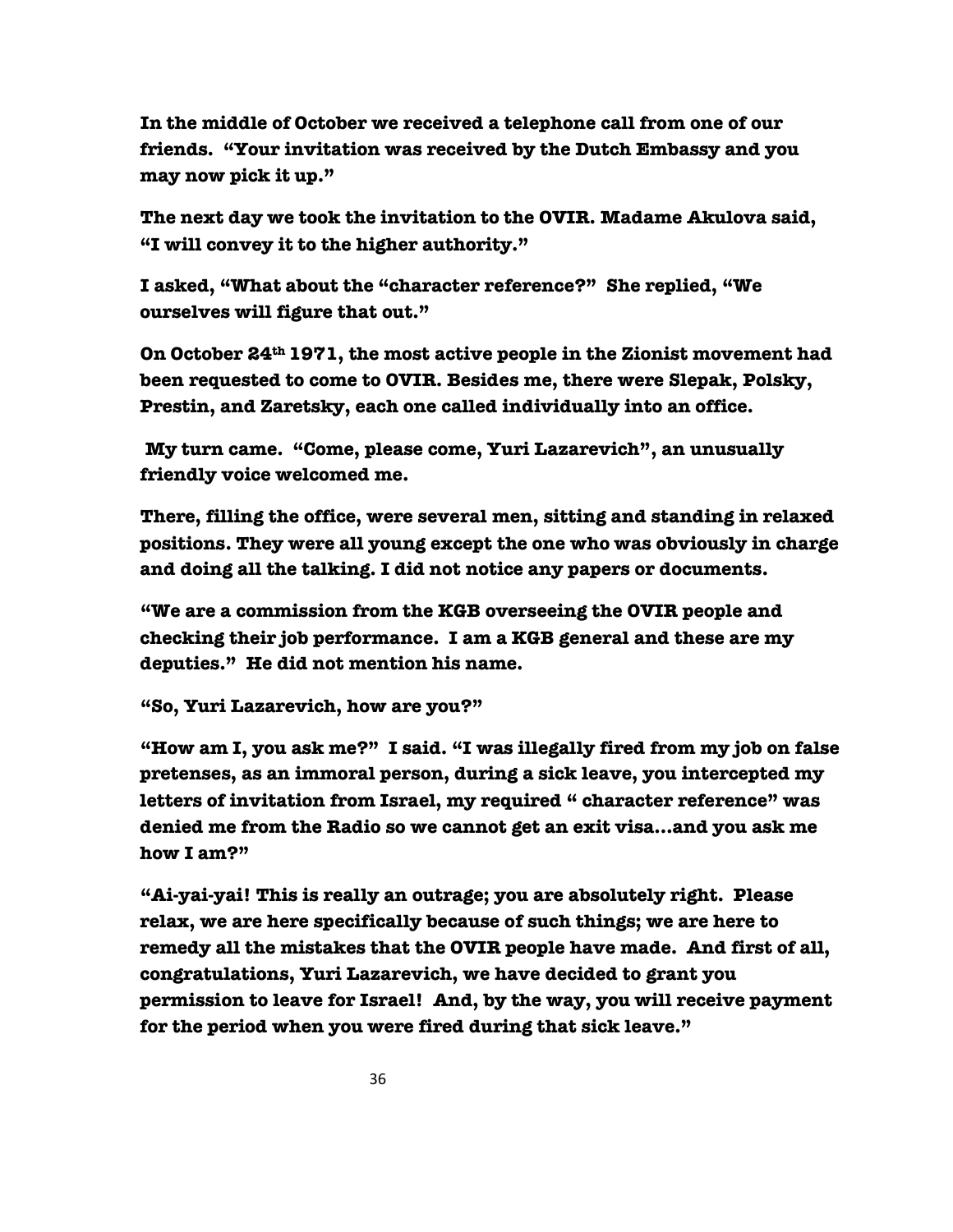**In the middle of October we received a telephone call from one of our friends. "Your invitation was received by the Dutch Embassy and you may now pick it up."**

**The next day we took the invitation to the OVIR. Madame Akulova said, "I will convey it to the higher authority."**

**I asked, "What about the "character reference?" She replied, "We ourselves will figure that out."**

**On October 24th 1971, the most active people in the Zionist movement had been requested to come to OVIR. Besides me, there were Slepak, Polsky, Prestin, and Zaretsky, each one called individually into an office.**

**My turn came. "Come, please come, Yuri Lazarevich", an unusually friendly voice welcomed me.**

**There, filling the office, were several men, sitting and standing in relaxed positions. They were all young except the one who was obviously in charge and doing all the talking. I did not notice any papers or documents.**

**"We are a commission from the KGB overseeing the OVIR people and checking their job performance. I am a KGB general and these are my deputies." He did not mention his name.**

**"So, Yuri Lazarevich, how are you?"**

**"How am I, you ask me?" I said. "I was illegally fired from my job on false pretenses, as an immoral person, during a sick leave, you intercepted my letters of invitation from Israel, my required " character reference" was denied me from the Radio so we cannot get an exit visa…and you ask me how I am?"**

**"Ai-yai-yai! This is really an outrage; you are absolutely right. Please relax, we are here specifically because of such things; we are here to remedy all the mistakes that the OVIR people have made. And first of all, congratulations, Yuri Lazarevich, we have decided to grant you permission to leave for Israel! And, by the way, you will receive payment for the period when you were fired during that sick leave."**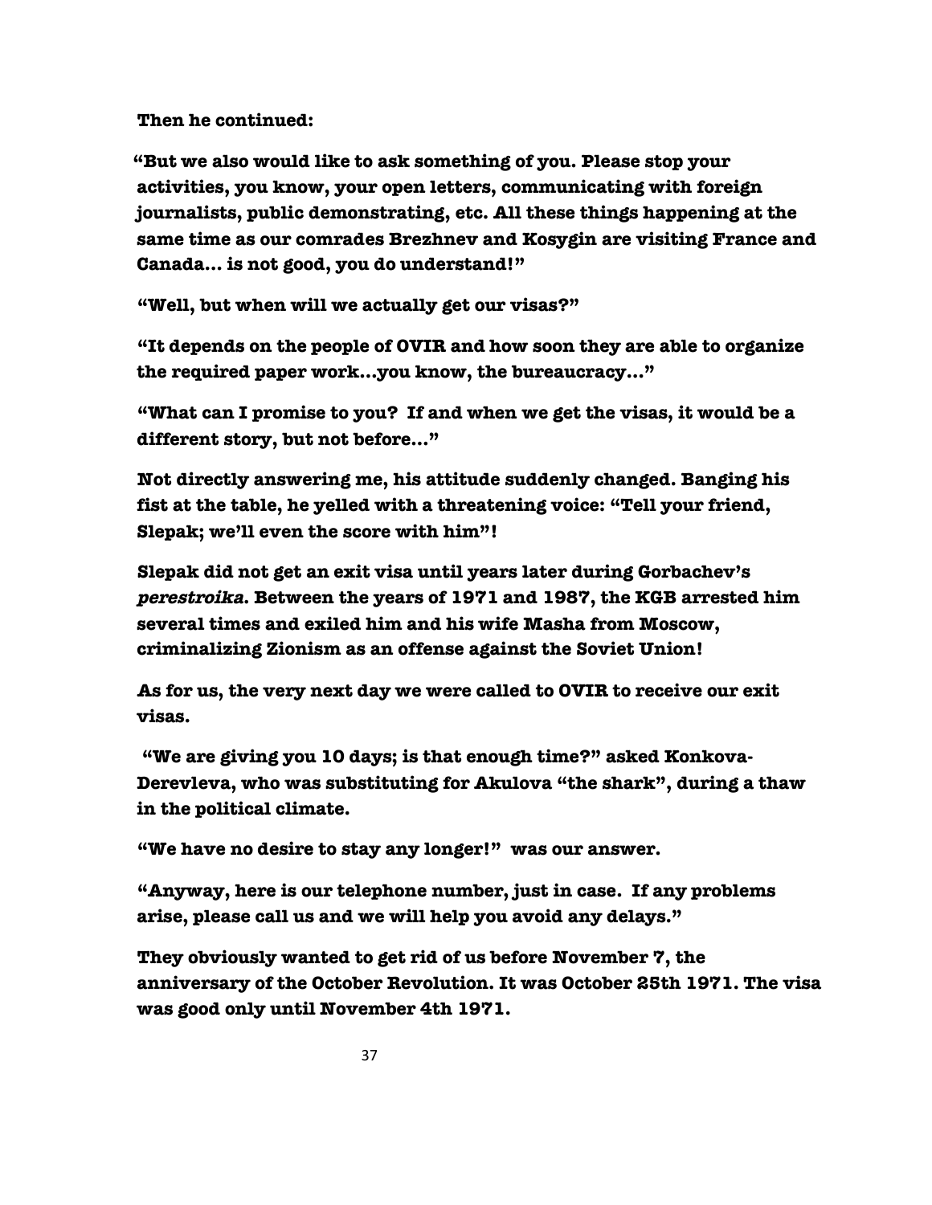**Then he continued:**

**"But we also would like to ask something of you. Please stop your activities, you know, your open letters, communicating with foreign journalists, public demonstrating, etc. All these things happening at the same time as our comrades Brezhnev and Kosygin are visiting France and Canada… is not good, you do understand!"**

**"Well, but when will we actually get our visas?"**

**"It depends on the people of OVIR and how soon they are able to organize the required paper work…you know, the bureaucracy…"**

**"What can I promise to you? If and when we get the visas, it would be a different story, but not before…"**

**Not directly answering me, his attitude suddenly changed. Banging his fist at the table, he yelled with a threatening voice: "Tell your friend, Slepak; we'll even the score with him"!**

**Slepak did not get an exit visa until years later during Gorbachev's *perestroika*. Between the years of 1971 and 1987, the KGB arrested him several times and exiled him and his wife Masha from Moscow, criminalizing Zionism as an offense against the Soviet Union!**

**As for us, the very next day we were called to OVIR to receive our exit visas.**

**"We are giving you 10 days; is that enough time?" asked Konkova-Derevleva, who was substituting for Akulova "the shark", during a thaw in the political climate.**

**"We have no desire to stay any longer!" was our answer.**

**"Anyway, here is our telephone number, just in case. If any problems arise, please call us and we will help you avoid any delays."**

**They obviously wanted to get rid of us before November 7, the anniversary of the October Revolution. It was October 25th 1971. The visa was good only until November 4th 1971.**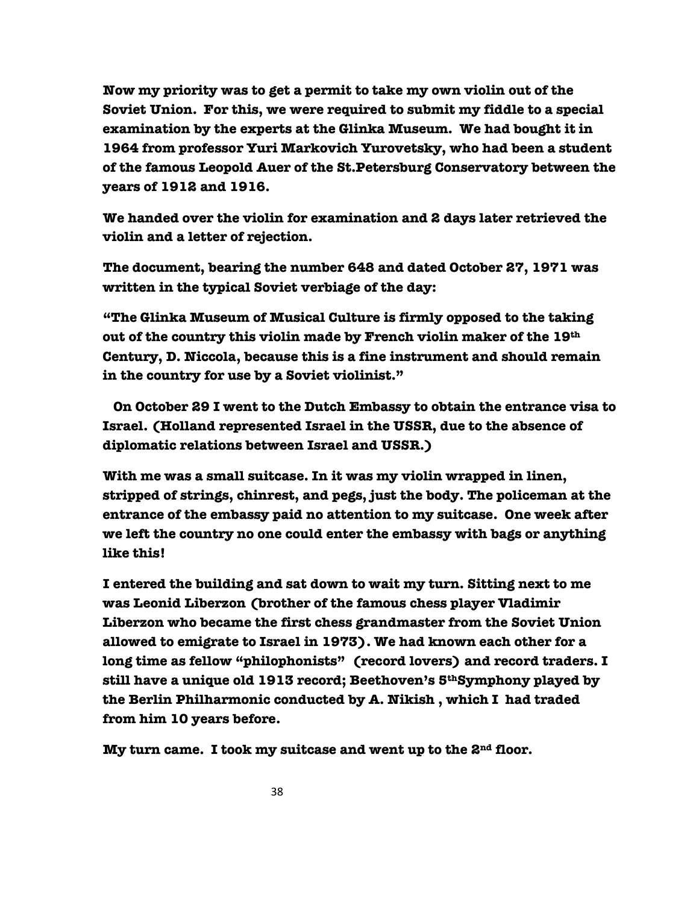**Now my priority was to get a permit to take my own violin out of the Soviet Union. For this, we were required to submit my fiddle to a special examination by the experts at the Glinka Museum. We had bought it in 1964 from professor Yuri Markovich Yurovetsky, who had been a student of the famous Leopold Auer of the St.Petersburg Conservatory between the years of 1912 and 1916.**

**We handed over the violin for examination and 2 days later retrieved the violin and a letter of rejection.**

**The document, bearing the number 648 and dated October 27, 1971 was written in the typical Soviet verbiage of the day:**

**"The Glinka Museum of Musical Culture is firmly opposed to the taking out of the country this violin made by French violin maker of the 19th Century, D. Niccola, because this is a fine instrument and should remain in the country for use by a Soviet violinist."**

**On October 29 I went to the Dutch Embassy to obtain the entrance visa to Israel. (Holland represented Israel in the USSR, due to the absence of diplomatic relations between Israel and USSR.)**

**With me was a small suitcase. In it was my violin wrapped in linen, stripped of strings, chinrest, and pegs, just the body. The policeman at the entrance of the embassy paid no attention to my suitcase. One week after we left the country no one could enter the embassy with bags or anything like this!**

**I entered the building and sat down to wait my turn. Sitting next to me was Leonid Liberzon (brother of the famous chess player Vladimir Liberzon who became the first chess grandmaster from the Soviet Union allowed to emigrate to Israel in 1973). We had known each other for a long time as fellow "philophonists" (record lovers) and record traders. I still have a unique old 1913 record; Beethoven's 5th Symphony played by the Berlin Philharmonic conducted by A. Nikish , which I had traded from him 10 years before.**

**My turn came. I took my suitcase and went up to the 2nd floor.**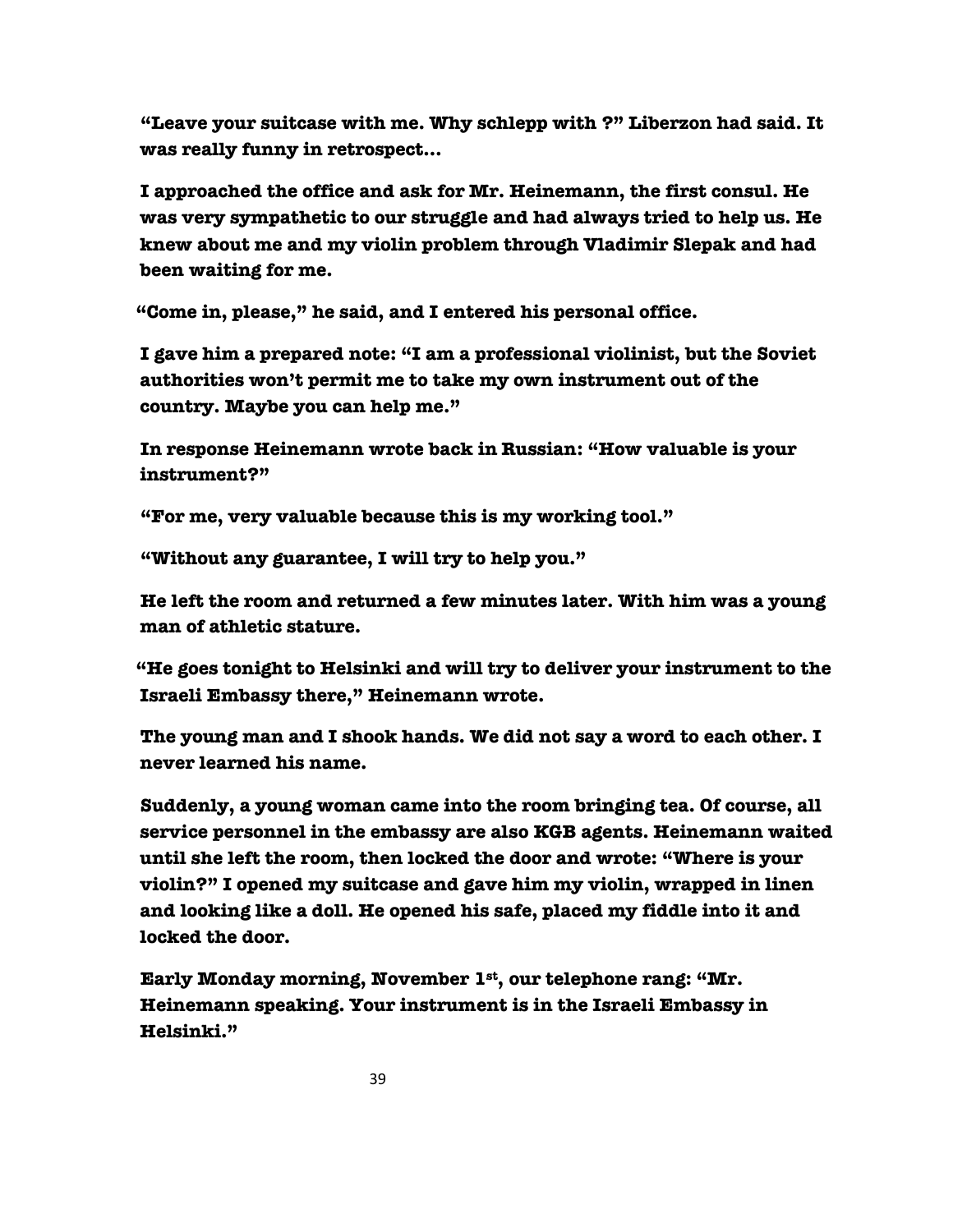**"Leave your suitcase with me. Why schlepp with ?" Liberzon had said. It was really funny in retrospect…**

**I approached the office and ask for Mr. Heinemann, the first consul. He was very sympathetic to our struggle and had always tried to help us. He knew about me and my violin problem through Vladimir Slepak and had been waiting for me.**

**"Come in, please," he said, and I entered his personal office.**

**I gave him a prepared note: "I am a professional violinist, but the Soviet authorities won't permit me to take my own instrument out of the country. Maybe you can help me."**

**In response Heinemann wrote back in Russian: "How valuable is your instrument?"**

**"For me, very valuable because this is my working tool."**

**"Without any guarantee, I will try to help you."**

**He left the room and returned a few minutes later. With him was a young man of athletic stature.**

**"He goes tonight to Helsinki and will try to deliver your instrument to the Israeli Embassy there," Heinemann wrote.**

**The young man and I shook hands. We did not say a word to each other. I never learned his name.**

**Suddenly, a young woman came into the room bringing tea. Of course, all service personnel in the embassy are also KGB agents. Heinemann waited until she left the room, then locked the door and wrote: "Where is your violin?" I opened my suitcase and gave him my violin, wrapped in linen and looking like a doll. He opened his safe, placed my fiddle into it and locked the door.**

**Early Monday morning, November 1st, our telephone rang: "Mr. Heinemann speaking. Your instrument is in the Israeli Embassy in Helsinki."**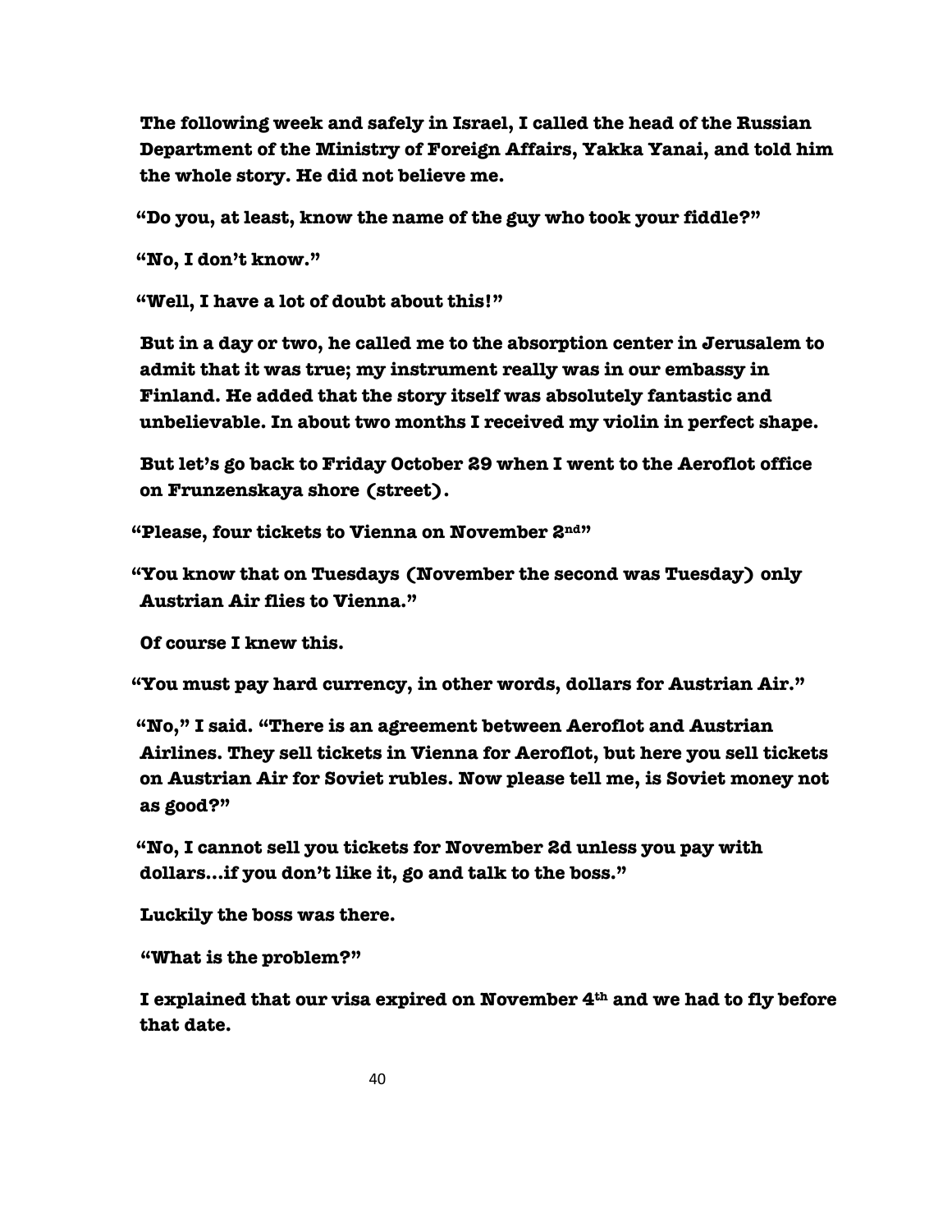The following week and safely in Israel, I called the head of the Russian Department of the Ministry of Foreign Affairs, Yakka Yanai, and told him the whole story. He did not believe me.

"Do you, at least, know the name of the guy who took your fiddle?"

"No, I don't know."

"Well, I have a lot of doubt about this!"

But in a day or two, he called me to the absorption center in Jerusalem to admit that it was true; my instrument really was in our embassy in Finland. He added that the story itself was absolutely fantastic and unbelievable. In about two months I received my violin in perfect shape.

But let's go back to Friday October 29 when I went to the Aeroflot office on Frunzenskaya shore (street).

"Please, four tickets to Vienna on November 2nd"

"You know that on Tuesdays (November the second was Tuesday) only Austrian Air flies to Vienna."

Of course I knew this.

"You must pay hard currency, in other words, dollars for Austrian Air."

"No," I said. "There is an agreement between Aeroflot and Austrian Airlines. They sell tickets in Vienna for Aeroflot, but here you sell tickets on Austrian Air for Soviet rubles. Now please tell me, is Soviet money not as good?"

"No, I cannot sell you tickets for November 2d unless you pay with dollars…if you don't like it, go and talk to the boss."

Luckily the boss was there.

"What is the problem?"

I explained that our visa expired on November 4th and we had to fly before that date.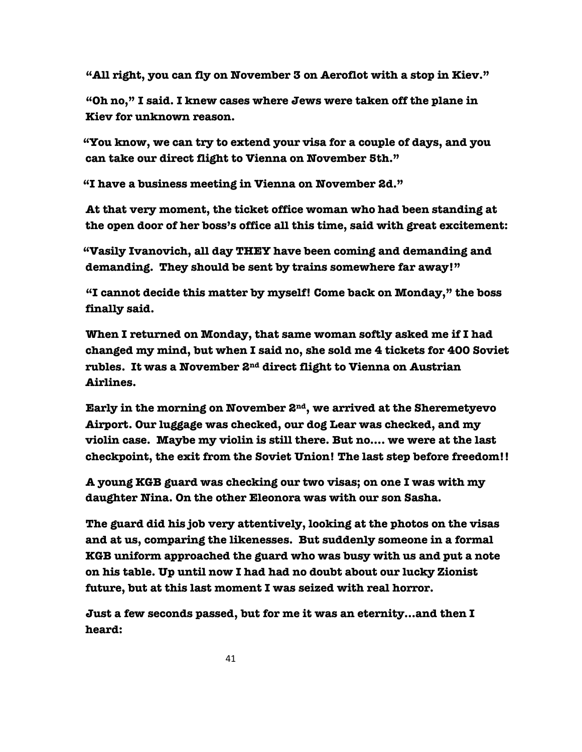"All right, you can fly on November 3 on Aeroflot with a stop in Kiev."

"Oh no," I said. I knew cases where Jews were taken off the plane in Kiev for unknown reason.

"You know, we can try to extend your visa for a couple of days, and you can take our direct flight to Vienna on November 5th."

"I have a business meeting in Vienna on November 2d."

At that very moment, the ticket office woman who had been standing at the open door of her boss's office all this time, said with great excitement:

"Vasily Ivanovich, all day THEY have been coming and demanding and demanding. They should be sent by trains somewhere far away!"

"I cannot decide this matter by myself! Come back on Monday," the boss finally said.

When I returned on Monday, that same woman softly asked me if I had changed my mind, but when I said no, she sold me 4 tickets for 400 Soviet rubles. It was a November 2nd direct flight to Vienna on Austrian Airlines.

Early in the morning on November 2nd, we arrived at the Sheremetyevo Airport. Our luggage was checked, our dog Lear was checked, and my violin case. Maybe my violin is still there. But no.... we were at the last checkpoint, the exit from the Soviet Union! The last step before freedom!!

A young KGB guard was checking our two visas; on one I was with my daughter Nina. On the other Eleonora was with our son Sasha.

The guard did his job very attentively, looking at the photos on the visas and at us, comparing the likenesses. But suddenly someone in a formal KGB uniform approached the guard who was busy with us and put a note on his table. Up until now I had had no doubt about our lucky Zionist future, but at this last moment I was seized with real horror.

Just a few seconds passed, but for me it was an eternity...and then I heard: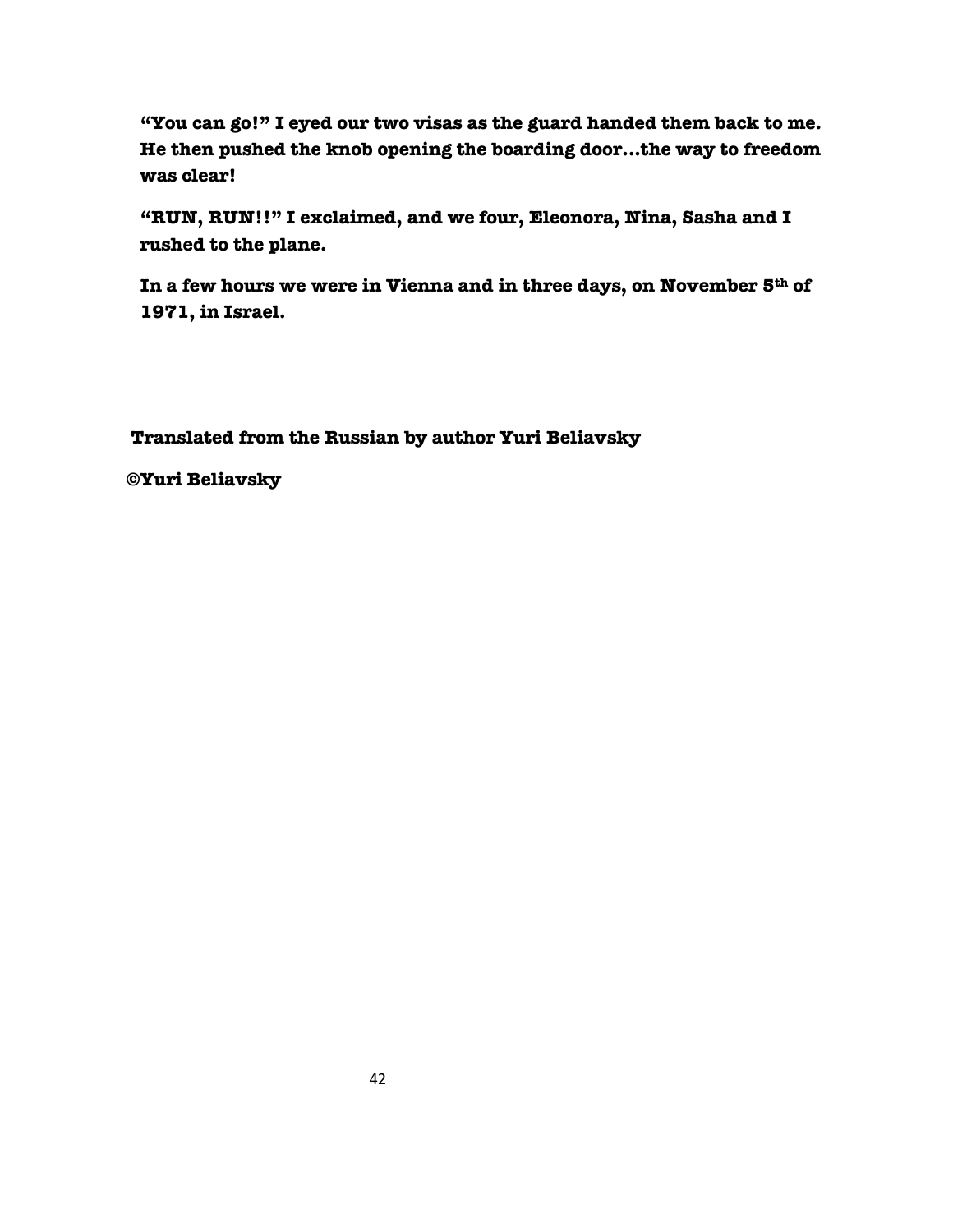**"You can go!" I eyed our two visas as the guard handed them back to me. He then pushed the knob opening the boarding door…the way to freedom was clear!**

**"RUN, RUN!!" I exclaimed, and we four, Eleonora, Nina, Sasha and I rushed to the plane.**

**In a few hours we were in Vienna and in three days, on November 5th of 1971, in Israel.**

**Translated from the Russian by author Yuri Beliavsky**

**©Yuri Beliavsky**